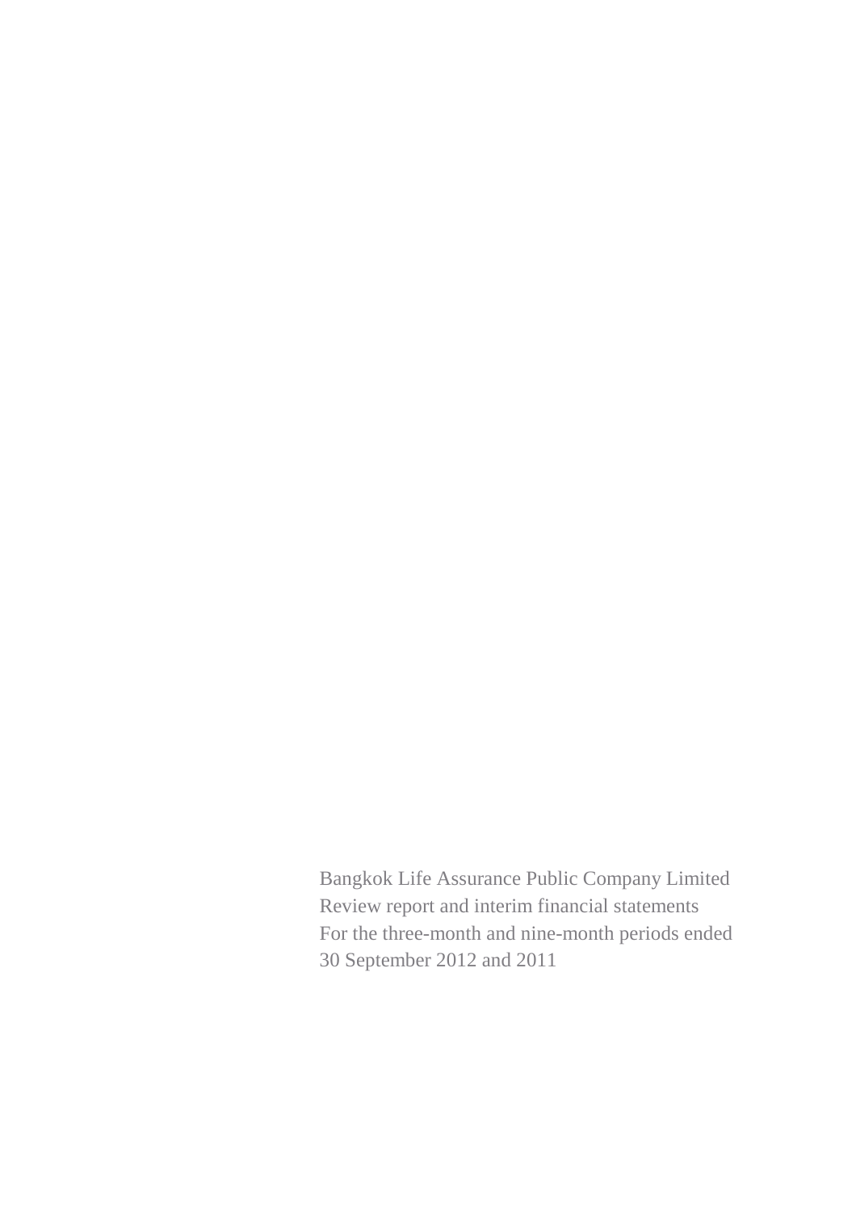Bangkok Life Assurance Public Company Limited

Review report and interim financial statements

For the three-month and nine-month periods ended

30 September 2012 and 2011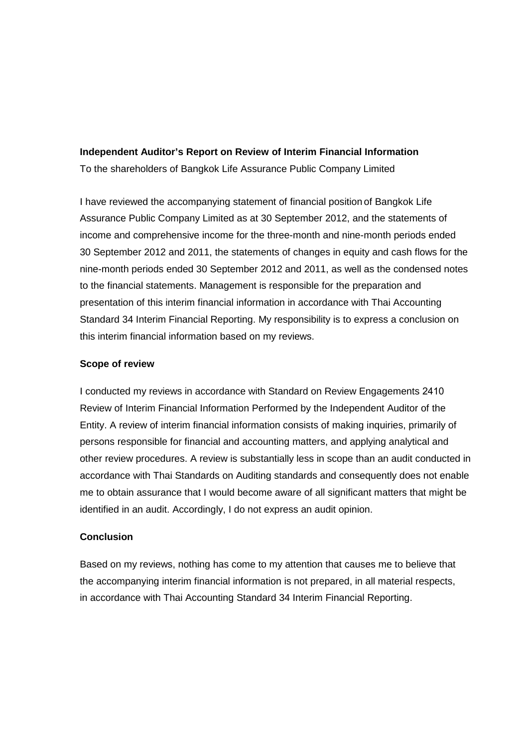**Independent Auditor's Report on Review of Interim Financial Information**

To the shareholders of Bangkok Life Assurance Public Company Limited

I have reviewed the accompanying statement of financial position of Bangkok Life Assurance Public Company Limited as at 30 September 2012, and the statements of income and comprehensive income for the three-month and nine-month periods ended 30 September 2012 and 2011, the statements of changes in equity and cash flows for the nine-month periods ended 30 September 2012 and 2011, as well as the condensed notes to the financial statements. Management is responsible for the preparation and presentation of this interim financial information in accordance with Thai Accounting Standard 34 Interim Financial Reporting. My responsibility is to express a conclusion on this interim financial information based on my reviews.

**Scope of review**

I conducted my reviews in accordance with Standard on Review Engagements 2410 Review of Interim Financial Information Performed by the Independent Auditor of the Entity. A review of interim financial information consists of making inquiries, primarily of persons responsible for financial and accounting matters, and applying analytical and other review procedures. A review is substantially less in scope than an audit conducted in accordance with Thai Standards on Auditing standards and consequently does not enable me to obtain assurance that I would become aware of all significant matters that might be identified in an audit. Accordingly, I do not express an audit opinion.

**Conclusion**

Based on my reviews, nothing has come to my attention that causes me to believe that the accompanying interim financial information is not prepared, in all material respects, in accordance with Thai Accounting Standard 34 Interim Financial Reporting.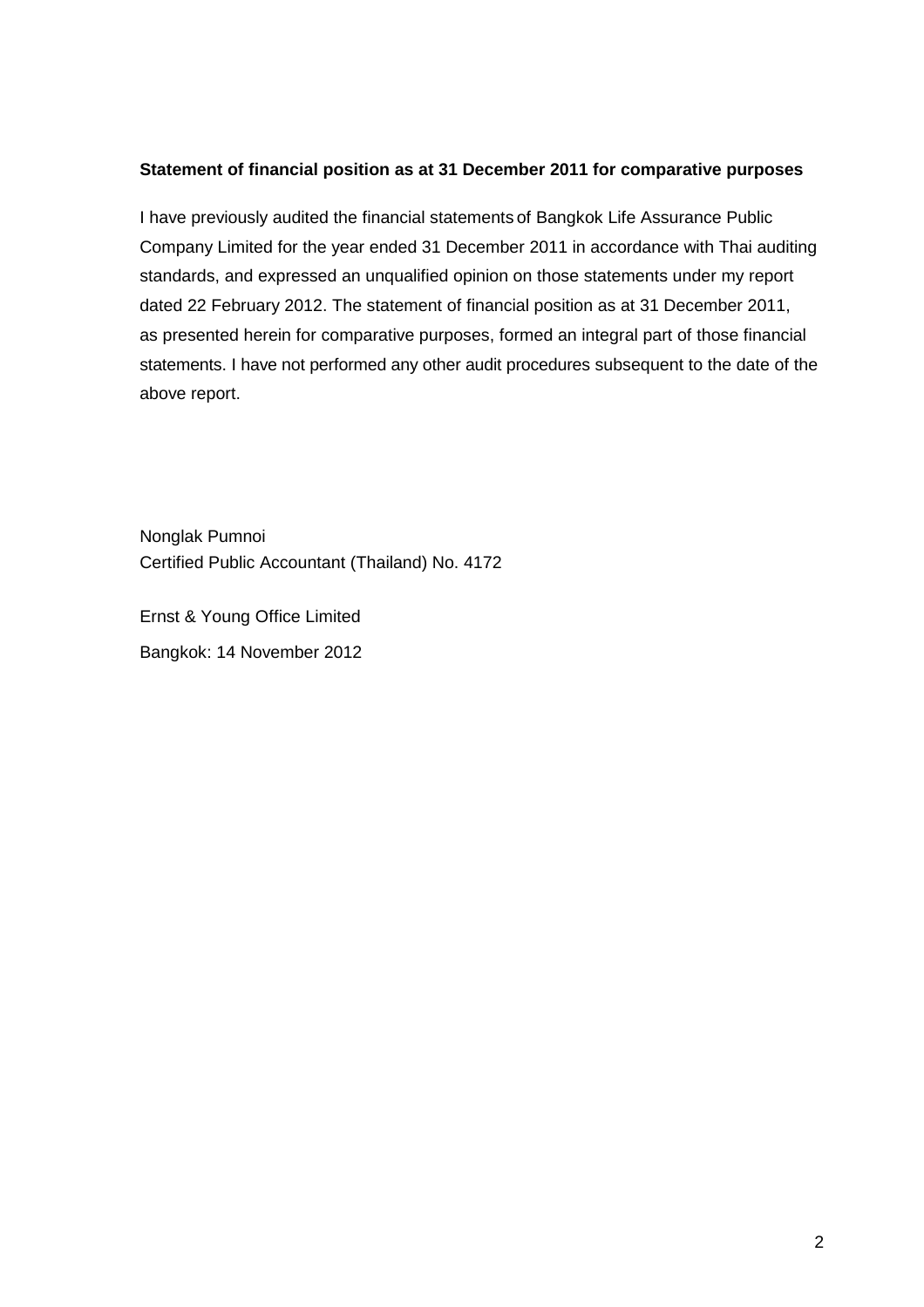**Statement of financial position as at 31 December 2011 for comparative purposes**

I have previously audited the financial statements of Bangkok Life Assurance Public Company Limited for the year ended 31 December 2011 in accordance with Thai auditing standards, and expressed an unqualified opinion on those statements under my report dated 22 February 2012. The statement of financial position as at 31 December 2011, as presented herein for comparative purposes, formed an integral part of those financial statements. I have not performed any other audit procedures subsequent to the date of the above report.

Nonglak Pumnoi
Certified Public Accountant (Thailand) No. 4172

Ernst & Young Office Limited

Bangkok: 14 November 2012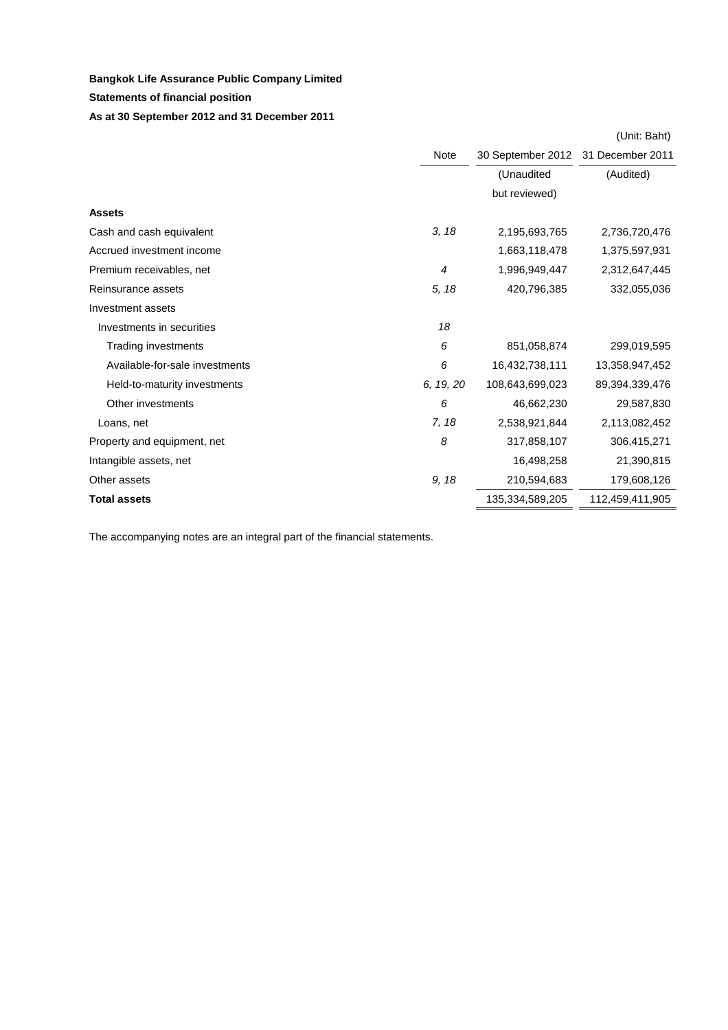**Bangkok Life Assurance Public Company Limited**

**Statements of financial position**

**As at 30 September 2012 and 31 December 2011**

(Unit: Baht)

| | Note | 30 September 2012 | 31 December 2011 |
|---|---|---|---|
| | | (Unaudited but reviewed) | (Audited) |
| **Assets** | | | |
| Cash and cash equivalent | *3, 18* | 2,195,693,765 | 2,736,720,476 |
| Accrued investment income | | 1,663,118,478 | 1,375,597,931 |
| Premium receivables, net | *4* | 1,996,949,447 | 2,312,647,445 |
| Reinsurance assets | *5, 18* | 420,796,385 | 332,055,036 |
| Investment assets | | | |
| Investments in securities | *18* | | |
| Trading investments | *6* | 851,058,874 | 299,019,595 |
| Available-for-sale investments | *6* | 16,432,738,111 | 13,358,947,452 |
| Held-to-maturity investments | *6, 19, 20* | 108,643,699,023 | 89,394,339,476 |
| Other investments | *6* | 46,662,230 | 29,587,830 |
| Loans, net | *7, 18* | 2,538,921,844 | 2,113,082,452 |
| Property and equipment, net | *8* | 317,858,107 | 306,415,271 |
| Intangible assets, net | | 16,498,258 | 21,390,815 |
| Other assets | *9, 18* | 210,594,683 | 179,608,126 |
| **Total assets** | | 135,334,589,205 | 112,459,411,905 |

The accompanying notes are an integral part of the financial statements.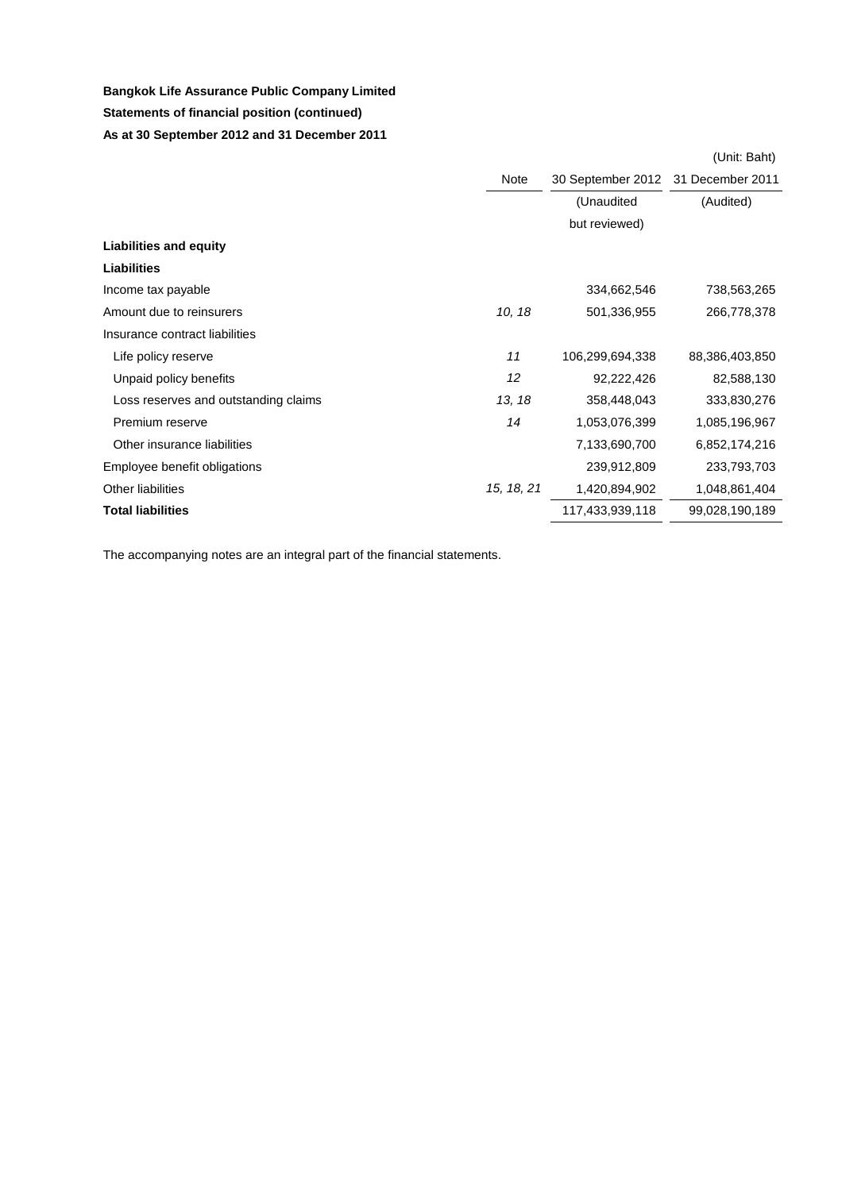**Bangkok Life Assurance Public Company Limited**

**Statements of financial position (continued)**

**As at 30 September 2012 and 31 December 2011**

(Unit: Baht)

| | Note | 30 September 2012 | 31 December 2011 |
|---|---|---|---|
| | | (Unaudited but reviewed) | (Audited) |
| **Liabilities and equity** | | | |
| **Liabilities** | | | |
| Income tax payable | | 334,662,546 | 738,563,265 |
| Amount due to reinsurers | *10, 18* | 501,336,955 | 266,778,378 |
| Insurance contract liabilities | | | |
| Life policy reserve | *11* | 106,299,694,338 | 88,386,403,850 |
| Unpaid policy benefits | *12* | 92,222,426 | 82,588,130 |
| Loss reserves and outstanding claims | *13, 18* | 358,448,043 | 333,830,276 |
| Premium reserve | *14* | 1,053,076,399 | 1,085,196,967 |
| Other insurance liabilities | | 7,133,690,700 | 6,852,174,216 |
| Employee benefit obligations | | 239,912,809 | 233,793,703 |
| Other liabilities | *15, 18, 21* | 1,420,894,902 | 1,048,861,404 |
| **Total liabilities** | | 117,433,939,118 | 99,028,190,189 |

The accompanying notes are an integral part of the financial statements.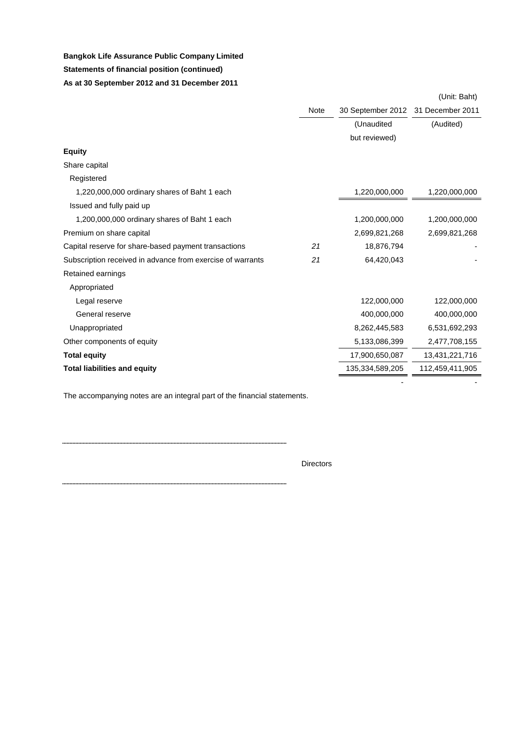**Bangkok Life Assurance Public Company Limited**

**Statements of financial position (continued)**

**As at 30 September 2012 and 31 December 2011**

(Unit: Baht)

| | Note | 30 September 2012 | 31 December 2011 |
|---|---|---|---|
| | | (Unaudited but reviewed) | (Audited) |
| **Equity** | | | |
| Share capital | | | |
| Registered | | | |
| 1,220,000,000 ordinary shares of Baht 1 each | | 1,220,000,000 | 1,220,000,000 |
| Issued and fully paid up | | | |
| 1,200,000,000 ordinary shares of Baht 1 each | | 1,200,000,000 | 1,200,000,000 |
| Premium on share capital | | 2,699,821,268 | 2,699,821,268 |
| Capital reserve for share-based payment transactions | 21 | 18,876,794 | - |
| Subscription received in advance from exercise of warrants | 21 | 64,420,043 | - |
| Retained earnings | | | |
| Appropriated | | | |
| Legal reserve | | 122,000,000 | 122,000,000 |
| General reserve | | 400,000,000 | 400,000,000 |
| Unappropriated | | 8,262,445,583 | 6,531,692,293 |
| Other components of equity | | 5,133,086,399 | 2,477,708,155 |
| **Total equity** | | 17,900,650,087 | 13,431,221,716 |
| **Total liabilities and equity** | | 135,334,589,205 | 112,459,411,905 |
| | | - | - |

The accompanying notes are an integral part of the financial statements.

.................................................................................

Directors

.................................................................................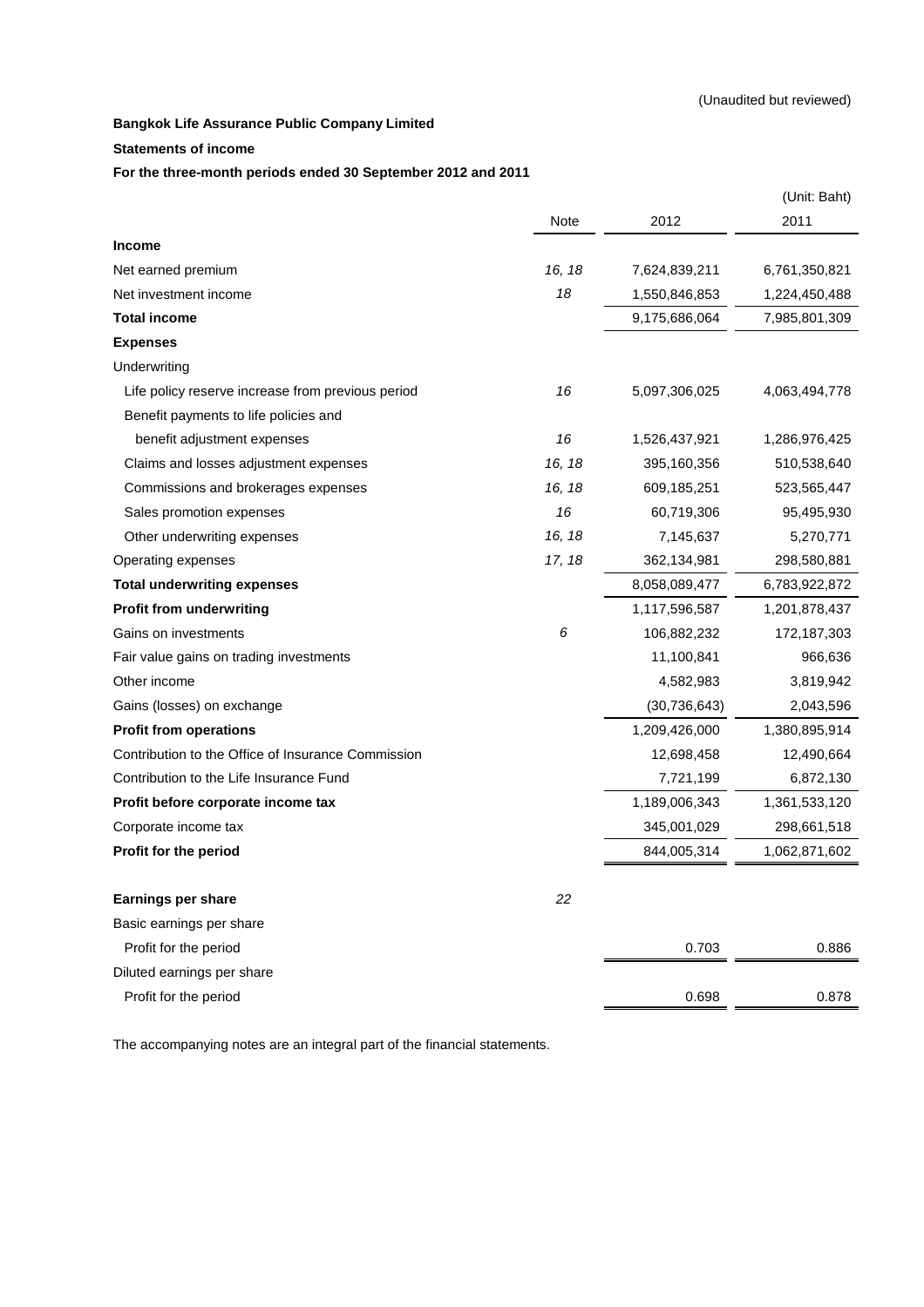(Unaudited but reviewed)

**Bangkok Life Assurance Public Company Limited**

**Statements of income**

**For the three-month periods ended 30 September 2012 and 2011**

(Unit: Baht)

| | Note | 2012 | 2011 |
|---|---|---|---|
| **Income** | | | |
| Net earned premium | *16, 18* | 7,624,839,211 | 6,761,350,821 |
| Net investment income | *18* | 1,550,846,853 | 1,224,450,488 |
| **Total income** | | 9,175,686,064 | 7,985,801,309 |
| **Expenses** | | | |
| Underwriting | | | |
| Life policy reserve increase from previous period | *16* | 5,097,306,025 | 4,063,494,778 |
| Benefit payments to life policies and benefit adjustment expenses | *16* | 1,526,437,921 | 1,286,976,425 |
| Claims and losses adjustment expenses | *16, 18* | 395,160,356 | 510,538,640 |
| Commissions and brokerages expenses | *16, 18* | 609,185,251 | 523,565,447 |
| Sales promotion expenses | *16* | 60,719,306 | 95,495,930 |
| Other underwriting expenses | *16, 18* | 7,145,637 | 5,270,771 |
| Operating expenses | *17, 18* | 362,134,981 | 298,580,881 |
| **Total underwriting expenses** | | 8,058,089,477 | 6,783,922,872 |
| **Profit from underwriting** | | 1,117,596,587 | 1,201,878,437 |
| Gains on investments | *6* | 106,882,232 | 172,187,303 |
| Fair value gains on trading investments | | 11,100,841 | 966,636 |
| Other income | | 4,582,983 | 3,819,942 |
| Gains (losses) on exchange | | (30,736,643) | 2,043,596 |
| **Profit from operations** | | 1,209,426,000 | 1,380,895,914 |
| Contribution to the Office of Insurance Commission | | 12,698,458 | 12,490,664 |
| Contribution to the Life Insurance Fund | | 7,721,199 | 6,872,130 |
| **Profit before corporate income tax** | | 1,189,006,343 | 1,361,533,120 |
| Corporate income tax | | 345,001,029 | 298,661,518 |
| **Profit for the period** | | 844,005,314 | 1,062,871,602 |
| | | | |
| **Earnings per share** | *22* | | |
| Basic earnings per share | | | |
| Profit for the period | | 0.703 | 0.886 |
| Diluted earnings per share | | | |
| Profit for the period | | 0.698 | 0.878 |

The accompanying notes are an integral part of the financial statements.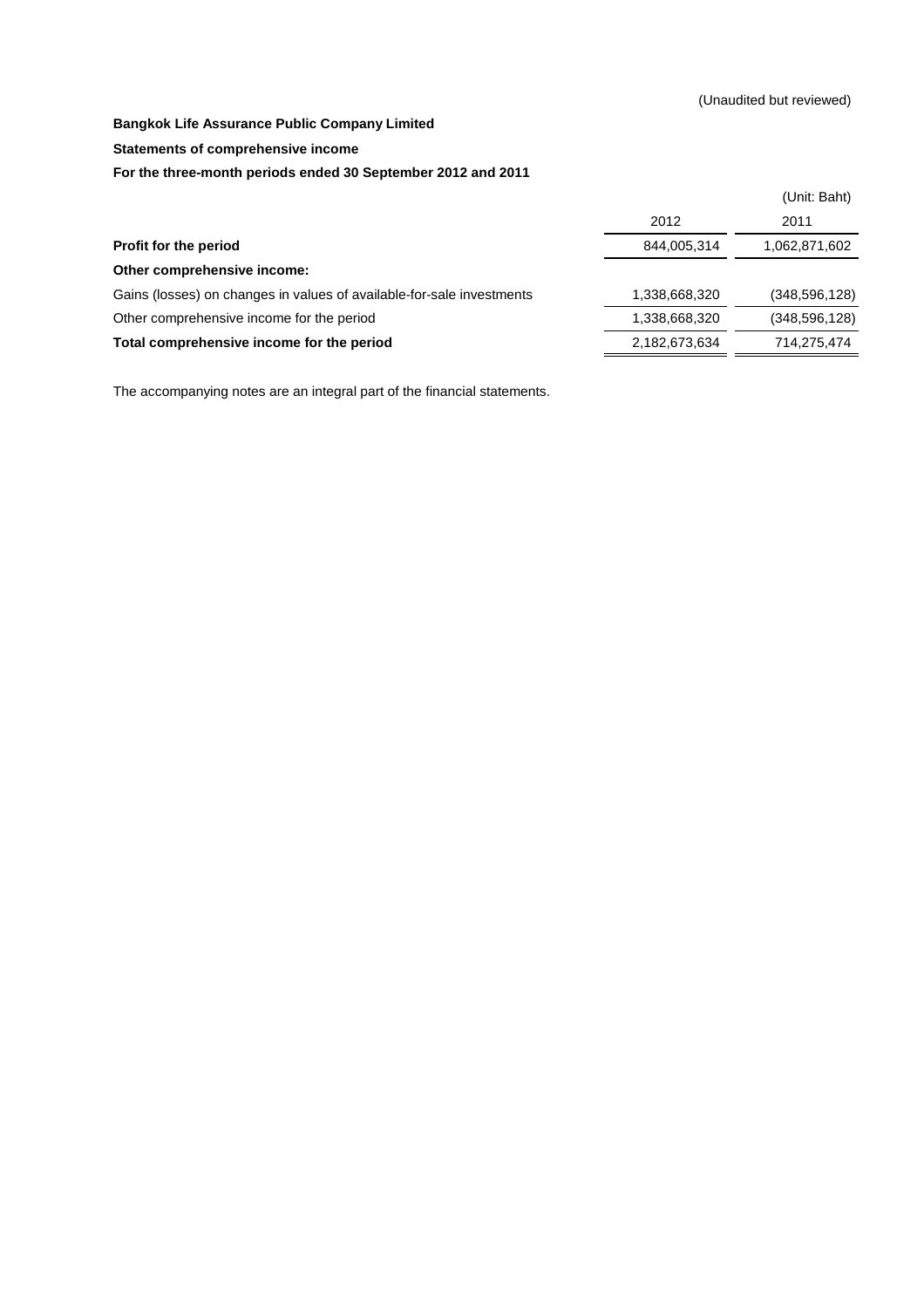(Unaudited but reviewed)

**Bangkok Life Assurance Public Company Limited**

**Statements of comprehensive income**

**For the three-month periods ended 30 September 2012 and 2011**

(Unit: Baht)

| | 2012 | 2011 |
|---|---|---|
| **Profit for the period** | 844,005,314 | 1,062,871,602 |
| **Other comprehensive income:** | | |
| Gains (losses) on changes in values of available-for-sale investments | 1,338,668,320 | (348,596,128) |
| Other comprehensive income for the period | 1,338,668,320 | (348,596,128) |
| **Total comprehensive income for the period** | 2,182,673,634 | 714,275,474 |

The accompanying notes are an integral part of the financial statements.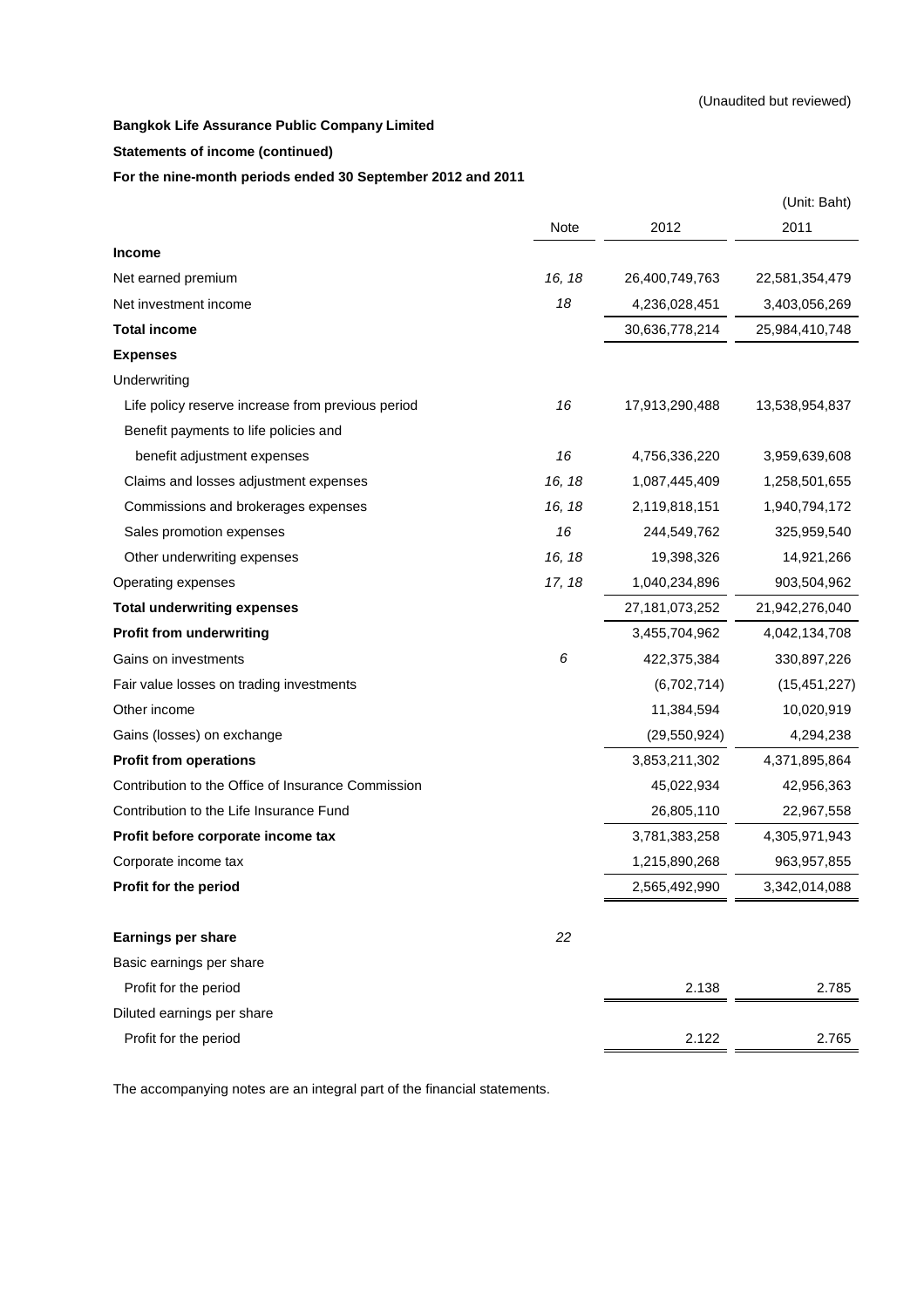(Unaudited but reviewed)

**Bangkok Life Assurance Public Company Limited**

**Statements of income (continued)**

**For the nine-month periods ended 30 September 2012 and 2011**

(Unit: Baht)

| | Note | 2012 | 2011 |
|---|---|---|---|
| **Income** | | | |
| Net earned premium | *16, 18* | 26,400,749,763 | 22,581,354,479 |
| Net investment income | *18* | 4,236,028,451 | 3,403,056,269 |
| **Total income** | | 30,636,778,214 | 25,984,410,748 |
| **Expenses** | | | |
| Underwriting | | | |
| Life policy reserve increase from previous period | *16* | 17,913,290,488 | 13,538,954,837 |
| Benefit payments to life policies and benefit adjustment expenses | *16* | 4,756,336,220 | 3,959,639,608 |
| Claims and losses adjustment expenses | *16, 18* | 1,087,445,409 | 1,258,501,655 |
| Commissions and brokerages expenses | *16, 18* | 2,119,818,151 | 1,940,794,172 |
| Sales promotion expenses | *16* | 244,549,762 | 325,959,540 |
| Other underwriting expenses | *16, 18* | 19,398,326 | 14,921,266 |
| Operating expenses | *17, 18* | 1,040,234,896 | 903,504,962 |
| **Total underwriting expenses** | | 27,181,073,252 | 21,942,276,040 |
| **Profit from underwriting** | | 3,455,704,962 | 4,042,134,708 |
| Gains on investments | *6* | 422,375,384 | 330,897,226 |
| Fair value losses on trading investments | | (6,702,714) | (15,451,227) |
| Other income | | 11,384,594 | 10,020,919 |
| Gains (losses) on exchange | | (29,550,924) | 4,294,238 |
| **Profit from operations** | | 3,853,211,302 | 4,371,895,864 |
| Contribution to the Office of Insurance Commission | | 45,022,934 | 42,956,363 |
| Contribution to the Life Insurance Fund | | 26,805,110 | 22,967,558 |
| **Profit before corporate income tax** | | 3,781,383,258 | 4,305,971,943 |
| Corporate income tax | | 1,215,890,268 | 963,957,855 |
| **Profit for the period** | | 2,565,492,990 | 3,342,014,088 |
| | | | |
| **Earnings per share** | *22* | | |
| Basic earnings per share | | | |
| Profit for the period | | 2.138 | 2.785 |
| Diluted earnings per share | | | |
| Profit for the period | | 2.122 | 2.765 |

The accompanying notes are an integral part of the financial statements.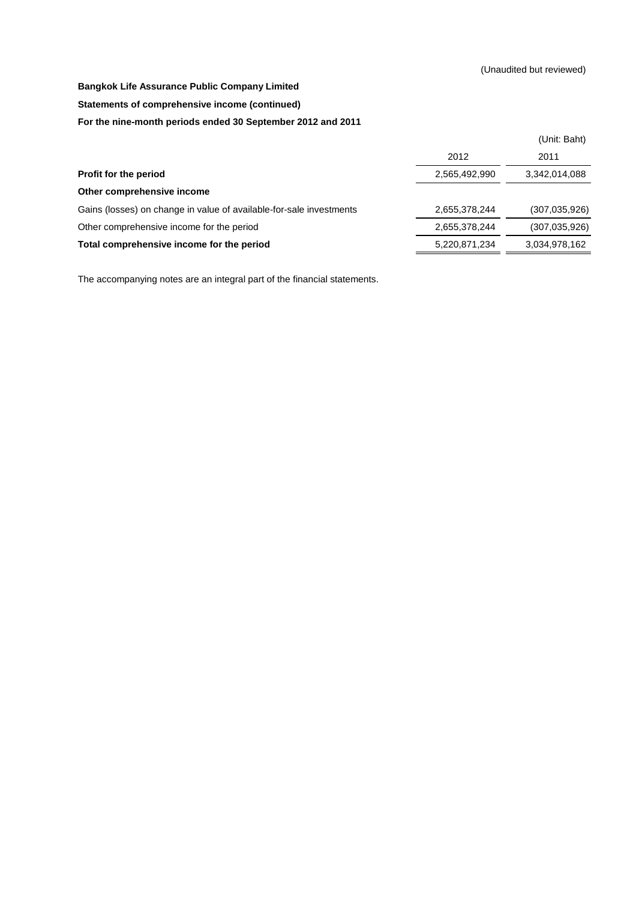(Unaudited but reviewed)

**Bangkok Life Assurance Public Company Limited**

**Statements of comprehensive income (continued)**

**For the nine-month periods ended 30 September 2012 and 2011**

(Unit: Baht)

| | 2012 | 2011 |
|---|---|---|
| **Profit for the period** | 2,565,492,990 | 3,342,014,088 |
| **Other comprehensive income** | | |
| Gains (losses) on change in value of available-for-sale investments | 2,655,378,244 | (307,035,926) |
| Other comprehensive income for the period | 2,655,378,244 | (307,035,926) |
| **Total comprehensive income for the period** | 5,220,871,234 | 3,034,978,162 |

The accompanying notes are an integral part of the financial statements.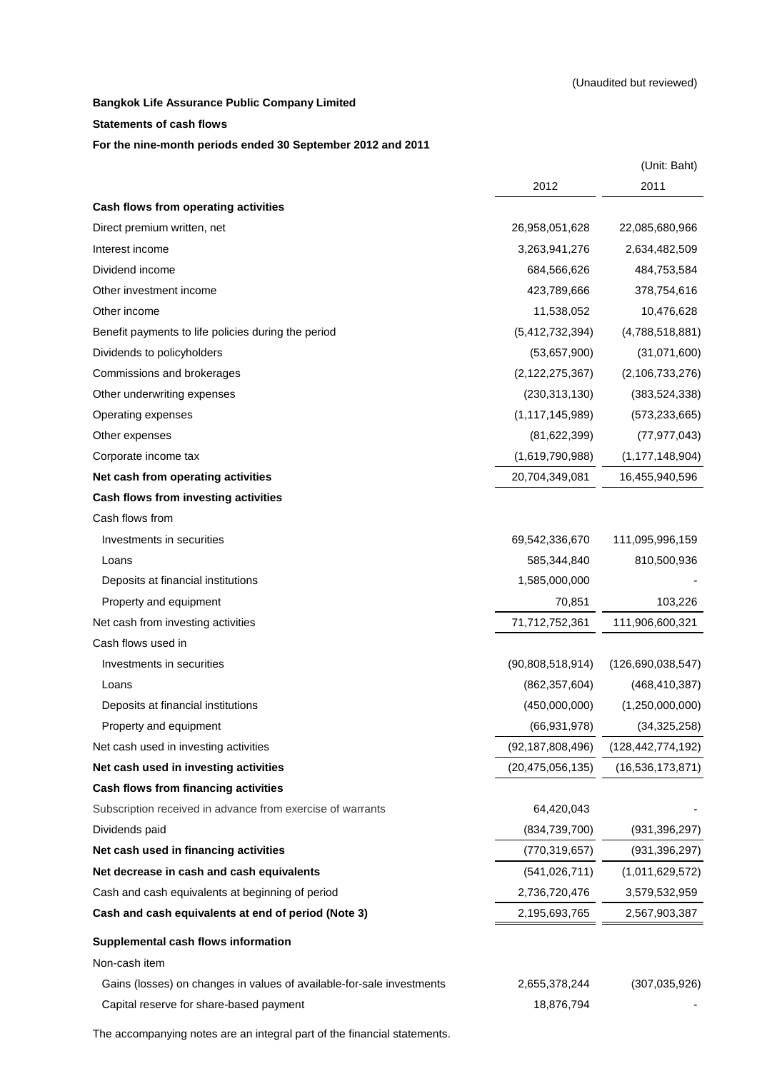(Unaudited but reviewed)

**Bangkok Life Assurance Public Company Limited**

**Statements of cash flows**

**For the nine-month periods ended 30 September 2012 and 2011**

(Unit: Baht)

| | 2012 | 2011 |
|---|---|---|
| **Cash flows from operating activities** | | |
| Direct premium written, net | 26,958,051,628 | 22,085,680,966 |
| Interest income | 3,263,941,276 | 2,634,482,509 |
| Dividend income | 684,566,626 | 484,753,584 |
| Other investment income | 423,789,666 | 378,754,616 |
| Other income | 11,538,052 | 10,476,628 |
| Benefit payments to life policies during the period | (5,412,732,394) | (4,788,518,881) |
| Dividends to policyholders | (53,657,900) | (31,071,600) |
| Commissions and brokerages | (2,122,275,367) | (2,106,733,276) |
| Other underwriting expenses | (230,313,130) | (383,524,338) |
| Operating expenses | (1,117,145,989) | (573,233,665) |
| Other expenses | (81,622,399) | (77,977,043) |
| Corporate income tax | (1,619,790,988) | (1,177,148,904) |
| **Net cash from operating activities** | 20,704,349,081 | 16,455,940,596 |
| **Cash flows from investing activities** | | |
| Cash flows from | | |
| Investments in securities | 69,542,336,670 | 111,095,996,159 |
| Loans | 585,344,840 | 810,500,936 |
| Deposits at financial institutions | 1,585,000,000 | - |
| Property and equipment | 70,851 | 103,226 |
| Net cash from investing activities | 71,712,752,361 | 111,906,600,321 |
| Cash flows used in | | |
| Investments in securities | (90,808,518,914) | (126,690,038,547) |
| Loans | (862,357,604) | (468,410,387) |
| Deposits at financial institutions | (450,000,000) | (1,250,000,000) |
| Property and equipment | (66,931,978) | (34,325,258) |
| Net cash used in investing activities | (92,187,808,496) | (128,442,774,192) |
| **Net cash used in investing activities** | (20,475,056,135) | (16,536,173,871) |
| **Cash flows from financing activities** | | |
| Subscription received in advance from exercise of warrants | 64,420,043 | - |
| Dividends paid | (834,739,700) | (931,396,297) |
| **Net cash used in financing activities** | (770,319,657) | (931,396,297) |
| **Net decrease in cash and cash equivalents** | (541,026,711) | (1,011,629,572) |
| Cash and cash equivalents at beginning of period | 2,736,720,476 | 3,579,532,959 |
| **Cash and cash equivalents at end of period (Note 3)** | 2,195,693,765 | 2,567,903,387 |
| **Supplemental cash flows information** | | |
| Non-cash item | | |
| Gains (losses) on changes in values of available-for-sale investments | 2,655,378,244 | (307,035,926) |
| Capital reserve for share-based payment | 18,876,794 | - |

The accompanying notes are an integral part of the financial statements.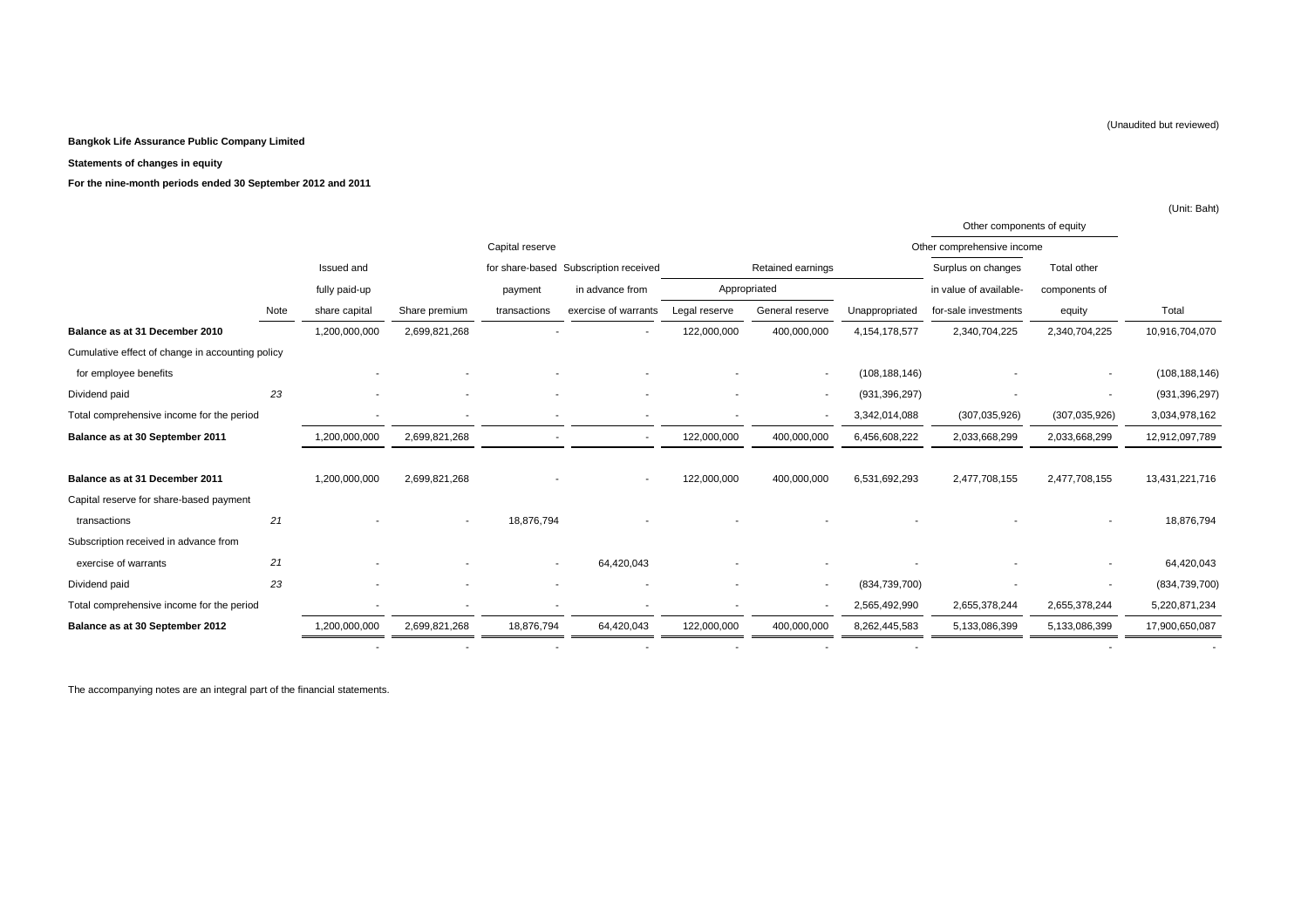(Unaudited but reviewed)

**Bangkok Life Assurance Public Company Limited**

**Statements of changes in equity**

**For the nine-month periods ended 30 September 2012 and 2011**

(Unit: Baht)

| | | | | | | | | | Other components of equity | | |
|---|---|---|---|---|---|---|---|---|---|---|---|
| | | | | | | | | | Other comprehensive income | | |
| | | | | Capital reserve | | | Retained earnings | | | | |
| | | Issued and | | for share-based | Subscription received | Appropriated | | | Surplus on changes | Total other | |
| | | fully paid-up | | payment | in advance from | | | | in value of available- | components of | |
| | Note | share capital | Share premium | transactions | exercise of warrants | Legal reserve | General reserve | Unappropriated | for-sale investments | equity | Total |
| **Balance as at 31 December 2010** | | 1,200,000,000 | 2,699,821,268 | - | - | 122,000,000 | 400,000,000 | 4,154,178,577 | 2,340,704,225 | 2,340,704,225 | 10,916,704,070 |
| Cumulative effect of change in accounting policy for employee benefits | | - | - | - | - | - | - | (108,188,146) | - | - | (108,188,146) |
| Dividend paid | 23 | - | - | - | - | - | - | (931,396,297) | - | - | (931,396,297) |
| Total comprehensive income for the period | | - | - | - | - | - | - | 3,342,014,088 | (307,035,926) | (307,035,926) | 3,034,978,162 |
| **Balance as at 30 September 2011** | | 1,200,000,000 | 2,699,821,268 | - | - | 122,000,000 | 400,000,000 | 6,456,608,222 | 2,033,668,299 | 2,033,668,299 | 12,912,097,789 |
| | | | | | | | | | | | |
| **Balance as at 31 December 2011** | | 1,200,000,000 | 2,699,821,268 | - | - | 122,000,000 | 400,000,000 | 6,531,692,293 | 2,477,708,155 | 2,477,708,155 | 13,431,221,716 |
| Capital reserve for share-based payment transactions | 21 | - | - | 18,876,794 | - | - | - | - | - | - | 18,876,794 |
| Subscription received in advance from exercise of warrants | 21 | - | - | - | 64,420,043 | - | - | - | - | - | 64,420,043 |
| Dividend paid | 23 | - | - | - | - | - | - | (834,739,700) | - | - | (834,739,700) |
| Total comprehensive income for the period | | - | - | - | - | - | - | 2,565,492,990 | 2,655,378,244 | 2,655,378,244 | 5,220,871,234 |
| **Balance as at 30 September 2012** | | 1,200,000,000 | 2,699,821,268 | 18,876,794 | 64,420,043 | 122,000,000 | 400,000,000 | 8,262,445,583 | 5,133,086,399 | 5,133,086,399 | 17,900,650,087 |
| | | - | - | - | - | - | - | - | | - | - |

The accompanying notes are an integral part of the financial statements.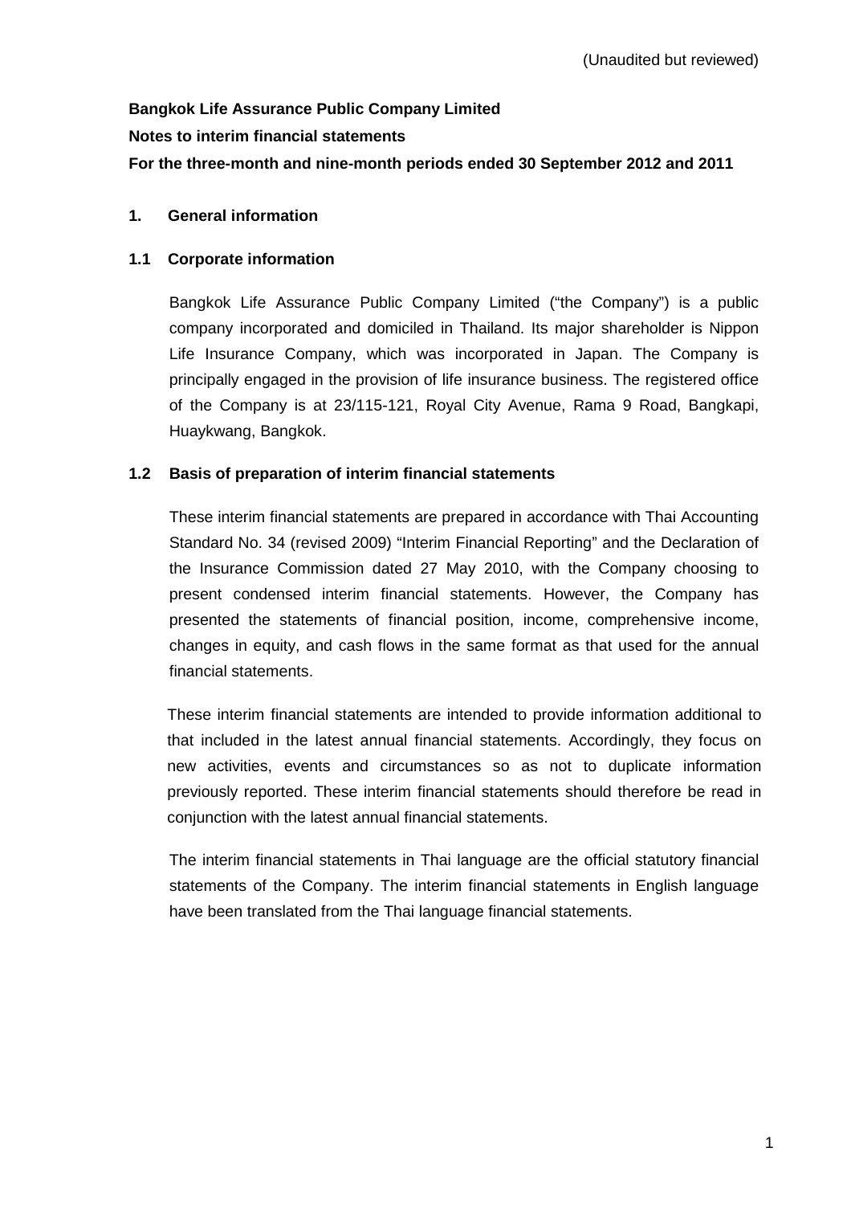(Unaudited but reviewed)

**Bangkok Life Assurance Public Company Limited**

**Notes to interim financial statements**

**For the three-month and nine-month periods ended 30 September 2012 and 2011**

## 1. General information

### 1.1 Corporate information

Bangkok Life Assurance Public Company Limited ("the Company") is a public company incorporated and domiciled in Thailand. Its major shareholder is Nippon Life Insurance Company, which was incorporated in Japan. The Company is principally engaged in the provision of life insurance business. The registered office of the Company is at 23/115-121, Royal City Avenue, Rama 9 Road, Bangkapi, Huaykwang, Bangkok.

### 1.2 Basis of preparation of interim financial statements

These interim financial statements are prepared in accordance with Thai Accounting Standard No. 34 (revised 2009) "Interim Financial Reporting" and the Declaration of the Insurance Commission dated 27 May 2010, with the Company choosing to present condensed interim financial statements. However, the Company has presented the statements of financial position, income, comprehensive income, changes in equity, and cash flows in the same format as that used for the annual financial statements.

These interim financial statements are intended to provide information additional to that included in the latest annual financial statements. Accordingly, they focus on new activities, events and circumstances so as not to duplicate information previously reported. These interim financial statements should therefore be read in conjunction with the latest annual financial statements.

The interim financial statements in Thai language are the official statutory financial statements of the Company. The interim financial statements in English language have been translated from the Thai language financial statements.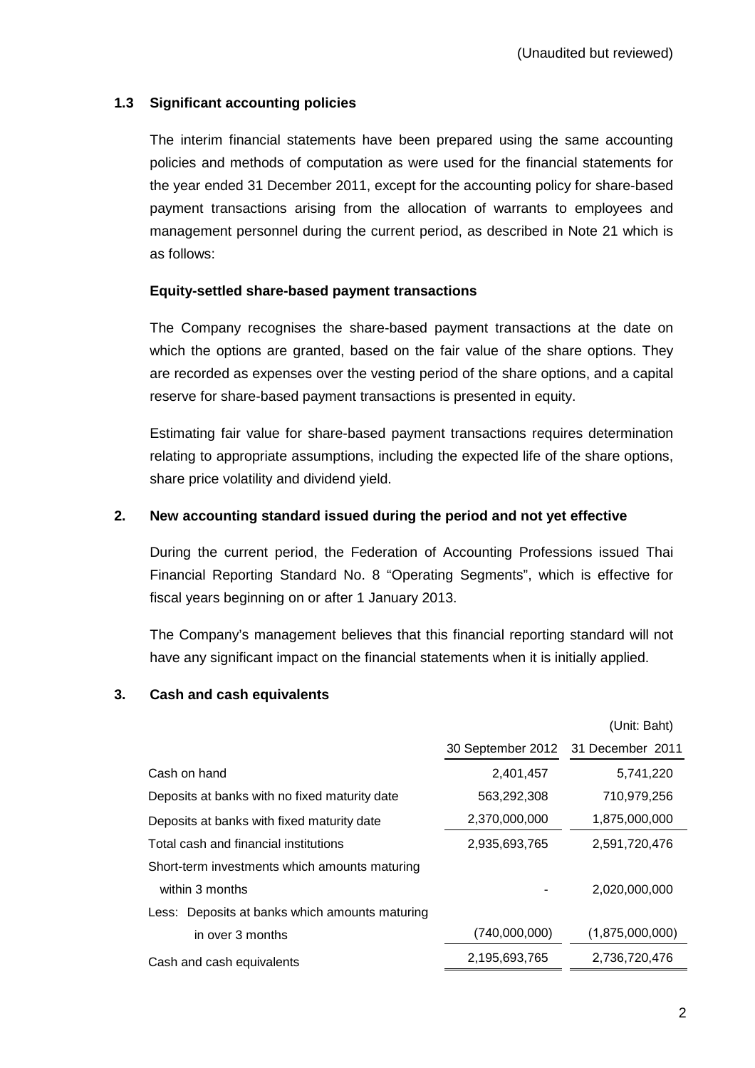(Unaudited but reviewed)

### 1.3 Significant accounting policies

The interim financial statements have been prepared using the same accounting policies and methods of computation as were used for the financial statements for the year ended 31 December 2011, except for the accounting policy for share-based payment transactions arising from the allocation of warrants to employees and management personnel during the current period, as described in Note 21 which is as follows:

**Equity-settled share-based payment transactions**

The Company recognises the share-based payment transactions at the date on which the options are granted, based on the fair value of the share options. They are recorded as expenses over the vesting period of the share options, and a capital reserve for share-based payment transactions is presented in equity.

Estimating fair value for share-based payment transactions requires determination relating to appropriate assumptions, including the expected life of the share options, share price volatility and dividend yield.

## 2. New accounting standard issued during the period and not yet effective

During the current period, the Federation of Accounting Professions issued Thai Financial Reporting Standard No. 8 "Operating Segments", which is effective for fiscal years beginning on or after 1 January 2013.

The Company's management believes that this financial reporting standard will not have any significant impact on the financial statements when it is initially applied.

## 3. Cash and cash equivalents

(Unit: Baht)

| | 30 September 2012 | 31 December 2011 |
|---|---|---|
| Cash on hand | 2,401,457 | 5,741,220 |
| Deposits at banks with no fixed maturity date | 563,292,308 | 710,979,256 |
| Deposits at banks with fixed maturity date | 2,370,000,000 | 1,875,000,000 |
| Total cash and financial institutions | 2,935,693,765 | 2,591,720,476 |
| Short-term investments which amounts maturing within 3 months | - | 2,020,000,000 |
| Less: Deposits at banks which amounts maturing in over 3 months | (740,000,000) | (1,875,000,000) |
| Cash and cash equivalents | 2,195,693,765 | 2,736,720,476 |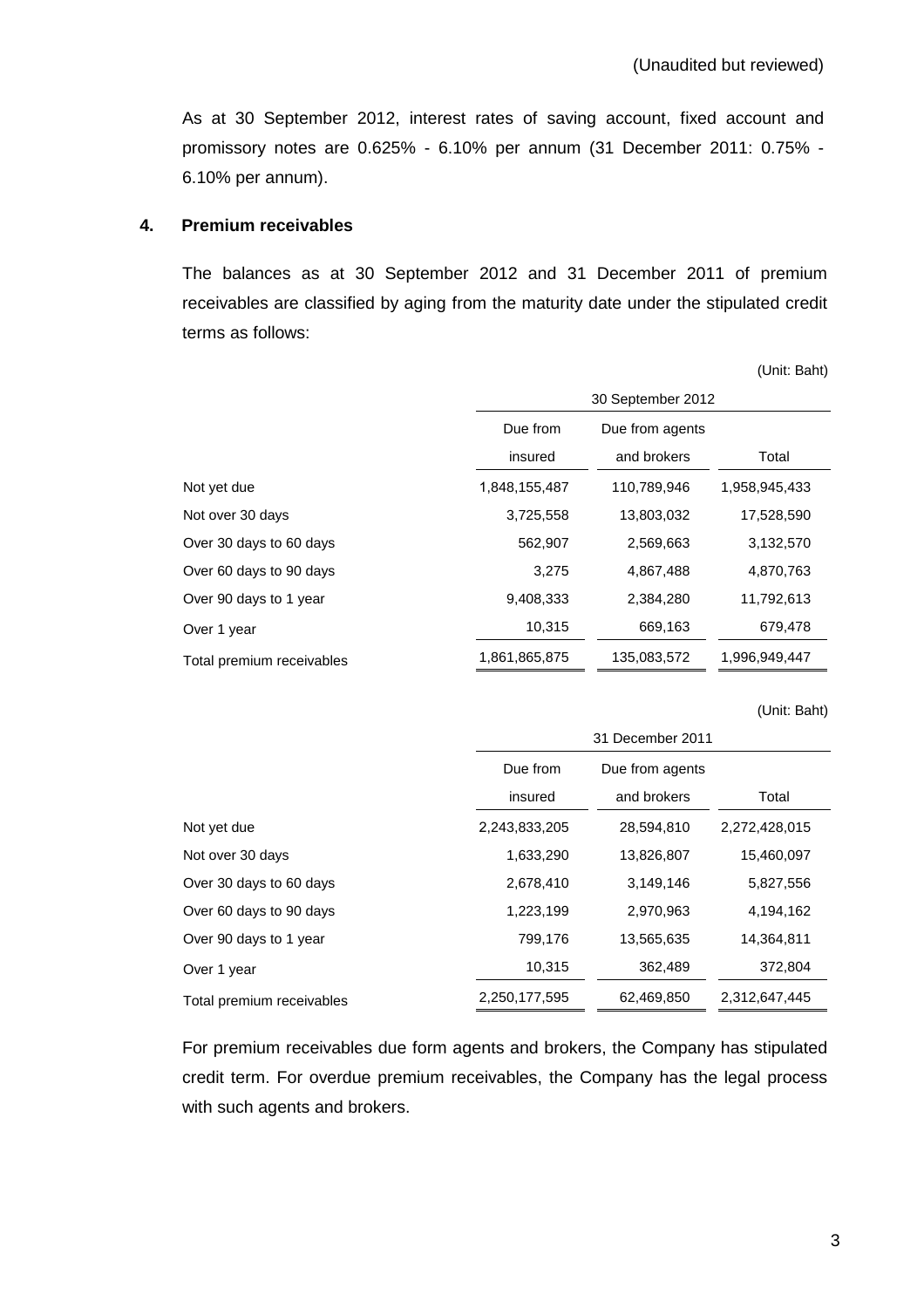(Unaudited but reviewed)

As at 30 September 2012, interest rates of saving account, fixed account and promissory notes are 0.625% - 6.10% per annum (31 December 2011: 0.75% - 6.10% per annum).

## 4. Premium receivables

The balances as at 30 September 2012 and 31 December 2011 of premium receivables are classified by aging from the maturity date under the stipulated credit terms as follows:

(Unit: Baht)

| | 30 September 2012 | | |
|---|---|---|---|
| | Due from insured | Due from agents and brokers | Total |
| Not yet due | 1,848,155,487 | 110,789,946 | 1,958,945,433 |
| Not over 30 days | 3,725,558 | 13,803,032 | 17,528,590 |
| Over 30 days to 60 days | 562,907 | 2,569,663 | 3,132,570 |
| Over 60 days to 90 days | 3,275 | 4,867,488 | 4,870,763 |
| Over 90 days to 1 year | 9,408,333 | 2,384,280 | 11,792,613 |
| Over 1 year | 10,315 | 669,163 | 679,478 |
| Total premium receivables | 1,861,865,875 | 135,083,572 | 1,996,949,447 |

(Unit: Baht)

| | 31 December 2011 | | |
|---|---|---|---|
| | Due from insured | Due from agents and brokers | Total |
| Not yet due | 2,243,833,205 | 28,594,810 | 2,272,428,015 |
| Not over 30 days | 1,633,290 | 13,826,807 | 15,460,097 |
| Over 30 days to 60 days | 2,678,410 | 3,149,146 | 5,827,556 |
| Over 60 days to 90 days | 1,223,199 | 2,970,963 | 4,194,162 |
| Over 90 days to 1 year | 799,176 | 13,565,635 | 14,364,811 |
| Over 1 year | 10,315 | 362,489 | 372,804 |
| Total premium receivables | 2,250,177,595 | 62,469,850 | 2,312,647,445 |

For premium receivables due form agents and brokers, the Company has stipulated credit term. For overdue premium receivables, the Company has the legal process with such agents and brokers.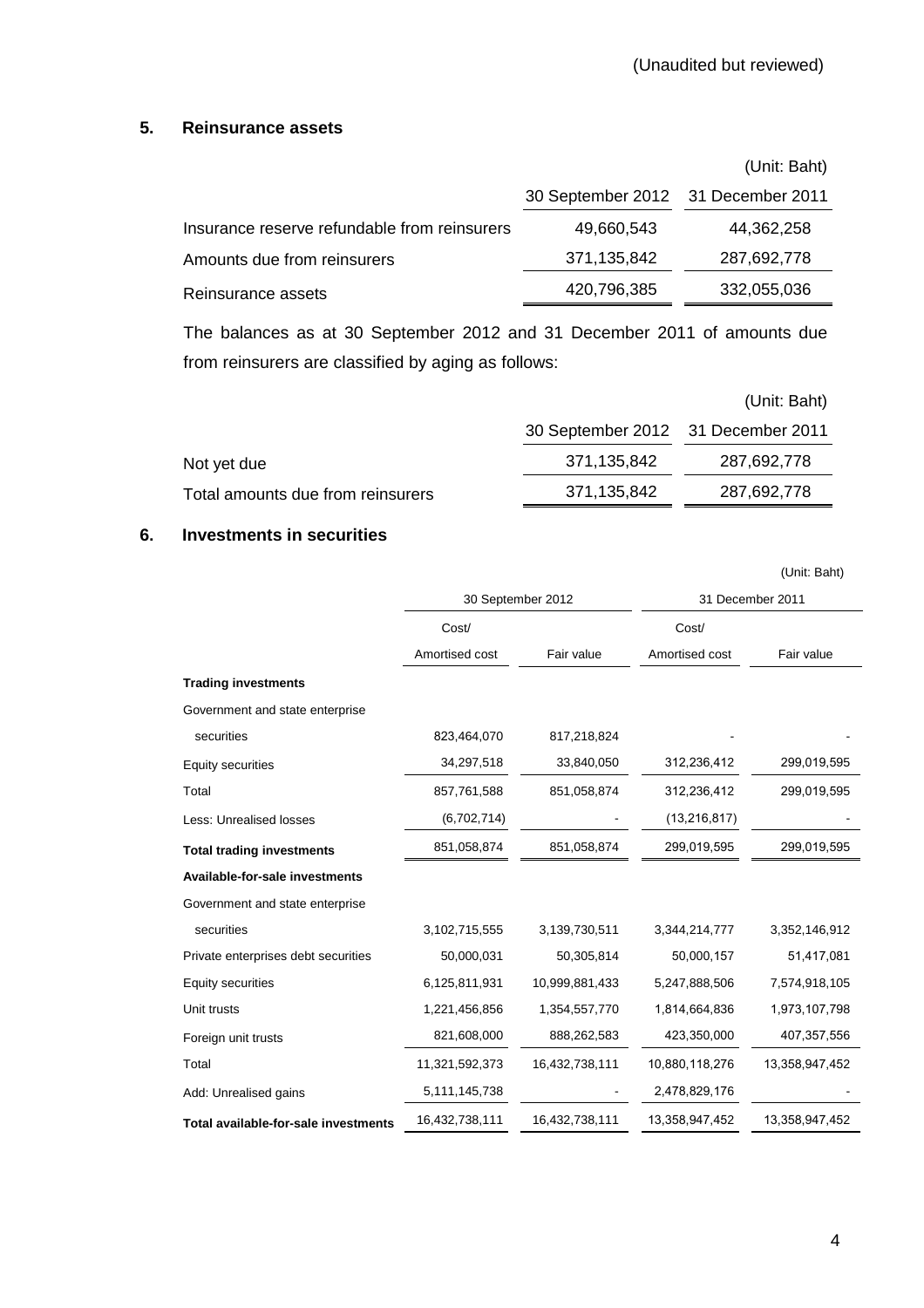(Unaudited but reviewed)

## 5. Reinsurance assets

| | (Unit: Baht) | |
|---|---|---|
| | 30 September 2012 | 31 December 2011 |
| Insurance reserve refundable from reinsurers | 49,660,543 | 44,362,258 |
| Amounts due from reinsurers | 371,135,842 | 287,692,778 |
| Reinsurance assets | 420,796,385 | 332,055,036 |

The balances as at 30 September 2012 and 31 December 2011 of amounts due from reinsurers are classified by aging as follows:

| | (Unit: Baht) | |
|---|---|---|
| | 30 September 2012 | 31 December 2011 |
| Not yet due | 371,135,842 | 287,692,778 |
| Total amounts due from reinsurers | 371,135,842 | 287,692,778 |

## 6. Investments in securities

(Unit: Baht)

| | 30 September 2012 | | 31 December 2011 | |
|---|---|---|---|---|
| | Cost/ Amortised cost | Fair value | Cost/ Amortised cost | Fair value |
| **Trading investments** | | | | |
| Government and state enterprise securities | 823,464,070 | 817,218,824 | - | - |
| Equity securities | 34,297,518 | 33,840,050 | 312,236,412 | 299,019,595 |
| Total | 857,761,588 | 851,058,874 | 312,236,412 | 299,019,595 |
| Less: Unrealised losses | (6,702,714) | - | (13,216,817) | - |
| **Total trading investments** | 851,058,874 | 851,058,874 | 299,019,595 | 299,019,595 |
| **Available-for-sale investments** | | | | |
| Government and state enterprise securities | 3,102,715,555 | 3,139,730,511 | 3,344,214,777 | 3,352,146,912 |
| Private enterprises debt securities | 50,000,031 | 50,305,814 | 50,000,157 | 51,417,081 |
| Equity securities | 6,125,811,931 | 10,999,881,433 | 5,247,888,506 | 7,574,918,105 |
| Unit trusts | 1,221,456,856 | 1,354,557,770 | 1,814,664,836 | 1,973,107,798 |
| Foreign unit trusts | 821,608,000 | 888,262,583 | 423,350,000 | 407,357,556 |
| Total | 11,321,592,373 | 16,432,738,111 | 10,880,118,276 | 13,358,947,452 |
| Add: Unrealised gains | 5,111,145,738 | - | 2,478,829,176 | - |
| **Total available-for-sale investments** | 16,432,738,111 | 16,432,738,111 | 13,358,947,452 | 13,358,947,452 |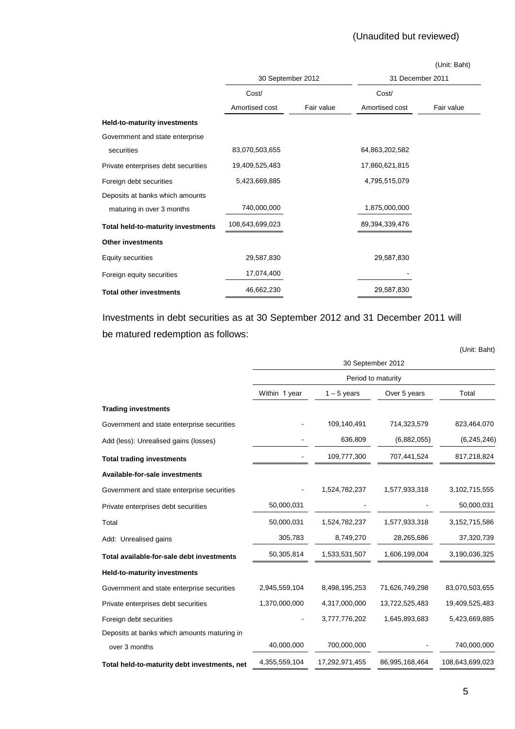(Unaudited but reviewed)

(Unit: Baht)

| | 30 September 2012 | | 31 December 2011 | |
|---|---|---|---|---|
| | Cost/ Amortised cost | Fair value | Cost/ Amortised cost | Fair value |
| **Held-to-maturity investments** | | | | |
| Government and state enterprise securities | 83,070,503,655 | | 64,863,202,582 | |
| Private enterprises debt securities | 19,409,525,483 | | 17,860,621,815 | |
| Foreign debt securities | 5,423,669,885 | | 4,795,515,079 | |
| Deposits at banks which amounts maturing in over 3 months | 740,000,000 | | 1,875,000,000 | |
| **Total held-to-maturity investments** | 108,643,699,023 | | 89,394,339,476 | |
| **Other investments** | | | | |
| Equity securities | 29,587,830 | | 29,587,830 | |
| Foreign equity securities | 17,074,400 | | - | |
| **Total other investments** | 46,662,230 | | 29,587,830 | |

Investments in debt securities as at 30 September 2012 and 31 December 2011 will be matured redemption as follows:

(Unit: Baht)

| | 30 September 2012 | | | |
|---|---|---|---|---|
| | Period to maturity | | | |
| | Within 1 year | 1 – 5 years | Over 5 years | Total |
| **Trading investments** | | | | |
| Government and state enterprise securities | - | 109,140,491 | 714,323,579 | 823,464,070 |
| Add (less): Unrealised gains (losses) | - | 636,809 | (6,882,055) | (6,245,246) |
| **Total trading investments** | - | 109,777,300 | 707,441,524 | 817,218,824 |
| **Available-for-sale investments** | | | | |
| Government and state enterprise securities | - | 1,524,782,237 | 1,577,933,318 | 3,102,715,555 |
| Private enterprises debt securities | 50,000,031 | - | - | 50,000,031 |
| Total | 50,000,031 | 1,524,782,237 | 1,577,933,318 | 3,152,715,586 |
| Add: Unrealised gains | 305,783 | 8,749,270 | 28,265,686 | 37,320,739 |
| **Total available-for-sale debt investments** | 50,305,814 | 1,533,531,507 | 1,606,199,004 | 3,190,036,325 |
| **Held-to-maturity investments** | | | | |
| Government and state enterprise securities | 2,945,559,104 | 8,498,195,253 | 71,626,749,298 | 83,070,503,655 |
| Private enterprises debt securities | 1,370,000,000 | 4,317,000,000 | 13,722,525,483 | 19,409,525,483 |
| Foreign debt securities | - | 3,777,776,202 | 1,645,893,683 | 5,423,669,885 |
| Deposits at banks which amounts maturing in over 3 months | 40,000,000 | 700,000,000 | - | 740,000,000 |
| **Total held-to-maturity debt investments, net** | 4,355,559,104 | 17,292,971,455 | 86,995,168,464 | 108,643,699,023 |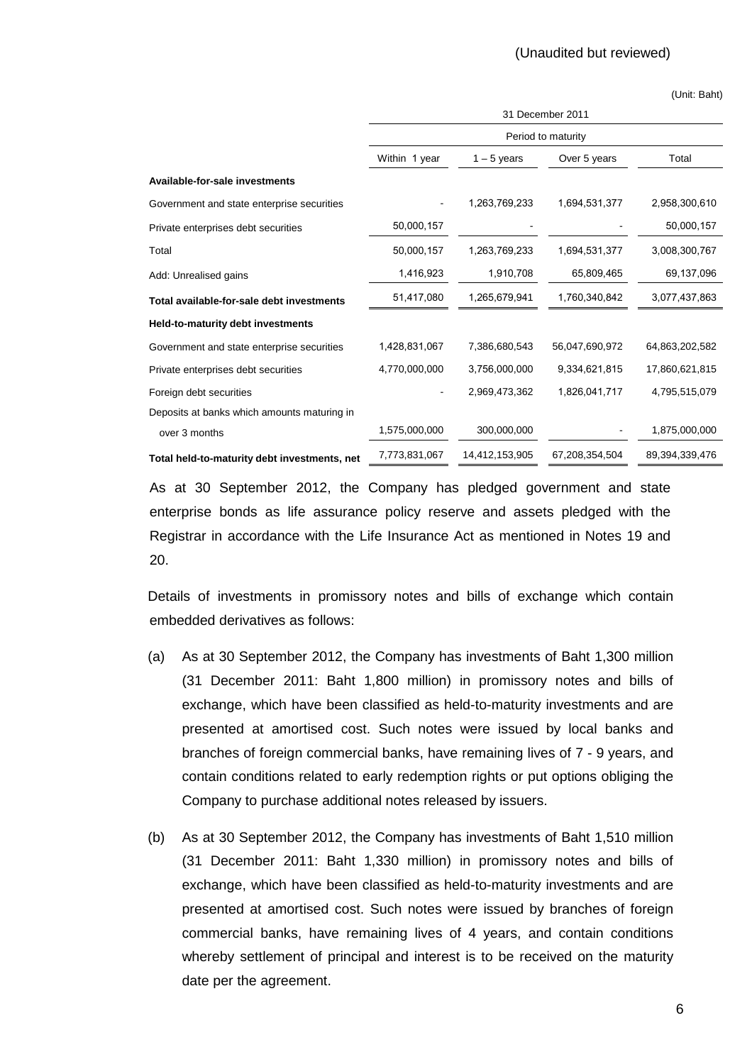(Unaudited but reviewed)

(Unit: Baht)

| | 31 December 2011 | | | |
|---|---|---|---|---|
| | Period to maturity | | | |
| | Within 1 year | 1 – 5 years | Over 5 years | Total |
| **Available-for-sale investments** | | | | |
| Government and state enterprise securities | - | 1,263,769,233 | 1,694,531,377 | 2,958,300,610 |
| Private enterprises debt securities | 50,000,157 | - | - | 50,000,157 |
| Total | 50,000,157 | 1,263,769,233 | 1,694,531,377 | 3,008,300,767 |
| Add: Unrealised gains | 1,416,923 | 1,910,708 | 65,809,465 | 69,137,096 |
| **Total available-for-sale debt investments** | 51,417,080 | 1,265,679,941 | 1,760,340,842 | 3,077,437,863 |
| **Held-to-maturity debt investments** | | | | |
| Government and state enterprise securities | 1,428,831,067 | 7,386,680,543 | 56,047,690,972 | 64,863,202,582 |
| Private enterprises debt securities | 4,770,000,000 | 3,756,000,000 | 9,334,621,815 | 17,860,621,815 |
| Foreign debt securities | - | 2,969,473,362 | 1,826,041,717 | 4,795,515,079 |
| Deposits at banks which amounts maturing in over 3 months | 1,575,000,000 | 300,000,000 | - | 1,875,000,000 |
| **Total held-to-maturity debt investments, net** | 7,773,831,067 | 14,412,153,905 | 67,208,354,504 | 89,394,339,476 |

As at 30 September 2012, the Company has pledged government and state enterprise bonds as life assurance policy reserve and assets pledged with the Registrar in accordance with the Life Insurance Act as mentioned in Notes 19 and 20.

Details of investments in promissory notes and bills of exchange which contain embedded derivatives as follows:

(a) As at 30 September 2012, the Company has investments of Baht 1,300 million (31 December 2011: Baht 1,800 million) in promissory notes and bills of exchange, which have been classified as held-to-maturity investments and are presented at amortised cost. Such notes were issued by local banks and branches of foreign commercial banks, have remaining lives of 7 - 9 years, and contain conditions related to early redemption rights or put options obliging the Company to purchase additional notes released by issuers.

(b) As at 30 September 2012, the Company has investments of Baht 1,510 million (31 December 2011: Baht 1,330 million) in promissory notes and bills of exchange, which have been classified as held-to-maturity investments and are presented at amortised cost. Such notes were issued by branches of foreign commercial banks, have remaining lives of 4 years, and contain conditions whereby settlement of principal and interest is to be received on the maturity date per the agreement.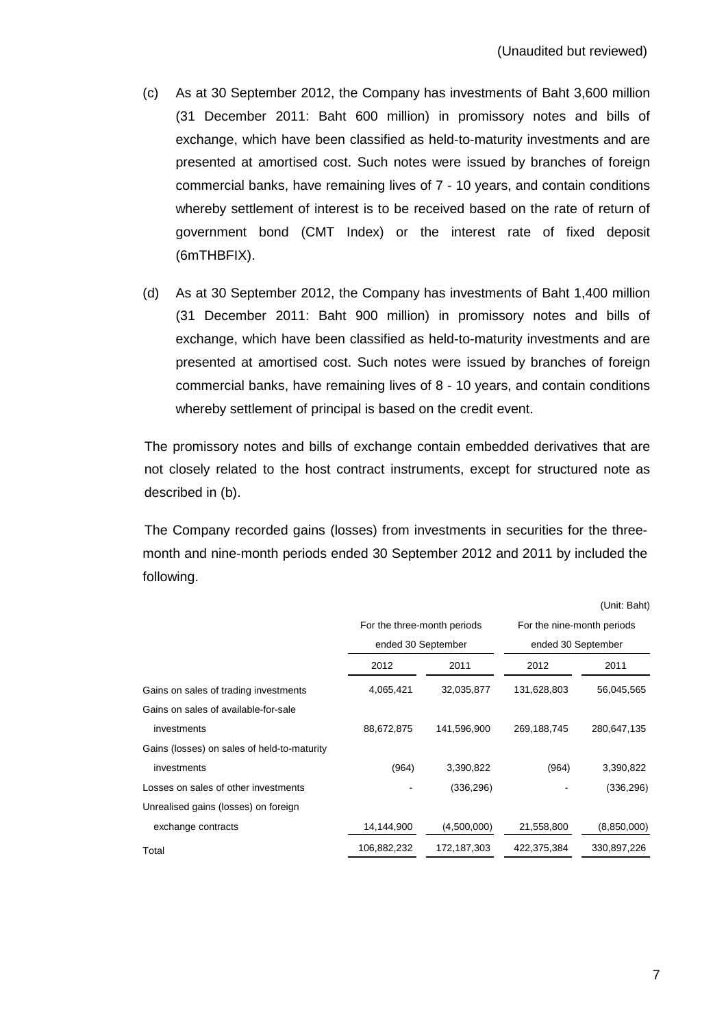(Unaudited but reviewed)

(c) As at 30 September 2012, the Company has investments of Baht 3,600 million (31 December 2011: Baht 600 million) in promissory notes and bills of exchange, which have been classified as held-to-maturity investments and are presented at amortised cost. Such notes were issued by branches of foreign commercial banks, have remaining lives of 7 - 10 years, and contain conditions whereby settlement of interest is to be received based on the rate of return of government bond (CMT Index) or the interest rate of fixed deposit (6mTHBFIX).

(d) As at 30 September 2012, the Company has investments of Baht 1,400 million (31 December 2011: Baht 900 million) in promissory notes and bills of exchange, which have been classified as held-to-maturity investments and are presented at amortised cost. Such notes were issued by branches of foreign commercial banks, have remaining lives of 8 - 10 years, and contain conditions whereby settlement of principal is based on the credit event.

The promissory notes and bills of exchange contain embedded derivatives that are not closely related to the host contract instruments, except for structured note as described in (b).

The Company recorded gains (losses) from investments in securities for the three-month and nine-month periods ended 30 September 2012 and 2011 by included the following.

(Unit: Baht)

| | For the three-month periods ended 30 September | | For the nine-month periods ended 30 September | |
|---|---|---|---|---|
| | 2012 | 2011 | 2012 | 2011 |
| Gains on sales of trading investments | 4,065,421 | 32,035,877 | 131,628,803 | 56,045,565 |
| Gains on sales of available-for-sale investments | 88,672,875 | 141,596,900 | 269,188,745 | 280,647,135 |
| Gains (losses) on sales of held-to-maturity investments | (964) | 3,390,822 | (964) | 3,390,822 |
| Losses on sales of other investments | - | (336,296) | - | (336,296) |
| Unrealised gains (losses) on foreign exchange contracts | 14,144,900 | (4,500,000) | 21,558,800 | (8,850,000) |
| Total | 106,882,232 | 172,187,303 | 422,375,384 | 330,897,226 |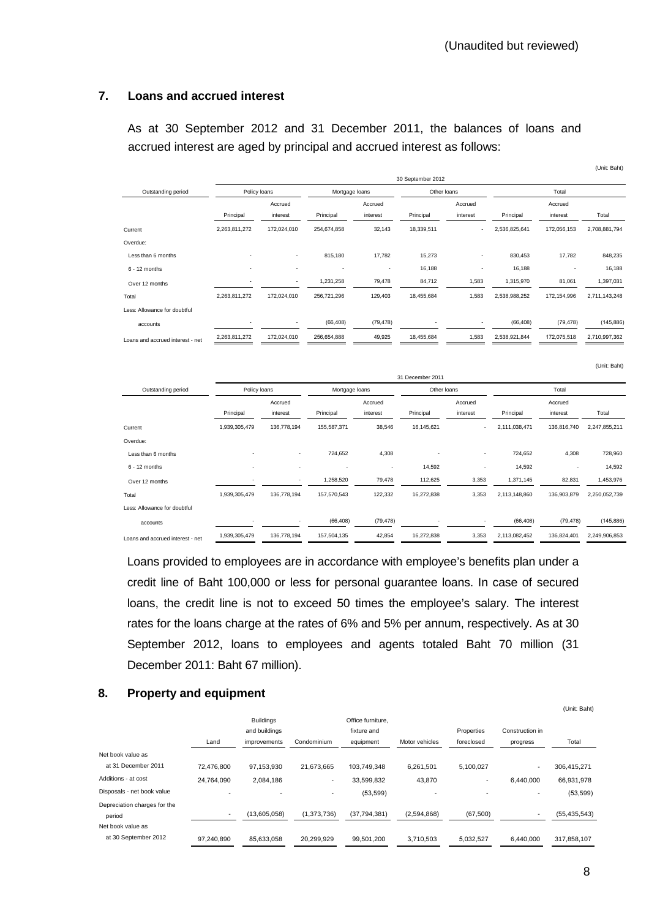(Unaudited but reviewed)

## 7. Loans and accrued interest

As at 30 September 2012 and 31 December 2011, the balances of loans and accrued interest are aged by principal and accrued interest as follows:

(Unit: Baht)

| | 30 September 2012 | | | | | | | | |
|---|---|---|---|---|---|---|---|---|---|
| Outstanding period | Policy loans | | Mortgage loans | | Other loans | | Total | | |
| | Principal | Accrued interest | Principal | Accrued interest | Principal | Accrued interest | Principal | Accrued interest | Total |
| Current | 2,263,811,272 | 172,024,010 | 254,674,858 | 32,143 | 18,339,511 | - | 2,536,825,641 | 172,056,153 | 2,708,881,794 |
| Overdue: | | | | | | | | | |
| Less than 6 months | - | - | 815,180 | 17,782 | 15,273 | - | 830,453 | 17,782 | 848,235 |
| 6 - 12 months | - | - | - | - | 16,188 | - | 16,188 | - | 16,188 |
| Over 12 months | - | - | 1,231,258 | 79,478 | 84,712 | 1,583 | 1,315,970 | 81,061 | 1,397,031 |
| Total | 2,263,811,272 | 172,024,010 | 256,721,296 | 129,403 | 18,455,684 | 1,583 | 2,538,988,252 | 172,154,996 | 2,711,143,248 |
| Less: Allowance for doubtful accounts | - | - | (66,408) | (79,478) | - | - | (66,408) | (79,478) | (145,886) |
| Loans and accrued interest - net | 2,263,811,272 | 172,024,010 | 256,654,888 | 49,925 | 18,455,684 | 1,583 | 2,538,921,844 | 172,075,518 | 2,710,997,362 |

(Unit: Baht)

| | 31 December 2011 | | | | | | | | |
|---|---|---|---|---|---|---|---|---|---|
| Outstanding period | Policy loans | | Mortgage loans | | Other loans | | Total | | |
| | Principal | Accrued interest | Principal | Accrued interest | Principal | Accrued interest | Principal | Accrued interest | Total |
| Current | 1,939,305,479 | 136,778,194 | 155,587,371 | 38,546 | 16,145,621 | - | 2,111,038,471 | 136,816,740 | 2,247,855,211 |
| Overdue: | | | | | | | | | |
| Less than 6 months | - | - | 724,652 | 4,308 | - | - | 724,652 | 4,308 | 728,960 |
| 6 - 12 months | - | - | - | - | 14,592 | - | 14,592 | - | 14,592 |
| Over 12 months | - | - | 1,258,520 | 79,478 | 112,625 | 3,353 | 1,371,145 | 82,831 | 1,453,976 |
| Total | 1,939,305,479 | 136,778,194 | 157,570,543 | 122,332 | 16,272,838 | 3,353 | 2,113,148,860 | 136,903,879 | 2,250,052,739 |
| Less: Allowance for doubtful accounts | - | - | (66,408) | (79,478) | - | - | (66,408) | (79,478) | (145,886) |
| Loans and accrued interest - net | 1,939,305,479 | 136,778,194 | 157,504,135 | 42,854 | 16,272,838 | 3,353 | 2,113,082,452 | 136,824,401 | 2,249,906,853 |

Loans provided to employees are in accordance with employee's benefits plan under a credit line of Baht 100,000 or less for personal guarantee loans. In case of secured loans, the credit line is not to exceed 50 times the employee's salary. The interest rates for the loans charge at the rates of 6% and 5% per annum, respectively. As at 30 September 2012, loans to employees and agents totaled Baht 70 million (31 December 2011: Baht 67 million).

## 8. Property and equipment

(Unit: Baht)

| | Land | Buildings and buildings improvements | Condominium | Office furniture, fixture and equipment | Motor vehicles | Properties foreclosed | Construction in progress | Total |
|---|---|---|---|---|---|---|---|---|
| Net book value as at 31 December 2011 | 72,476,800 | 97,153,930 | 21,673,665 | 103,749,348 | 6,261,501 | 5,100,027 | - | 306,415,271 |
| Additions - at cost | 24,764,090 | 2,084,186 | - | 33,599,832 | 43,870 | - | 6,440,000 | 66,931,978 |
| Disposals - net book value | - | - | - | (53,599) | - | - | - | (53,599) |
| Depreciation charges for the period | - | (13,605,058) | (1,373,736) | (37,794,381) | (2,594,868) | (67,500) | - | (55,435,543) |
| Net book value as at 30 September 2012 | 97,240,890 | 85,633,058 | 20,299,929 | 99,501,200 | 3,710,503 | 5,032,527 | 6,440,000 | 317,858,107 |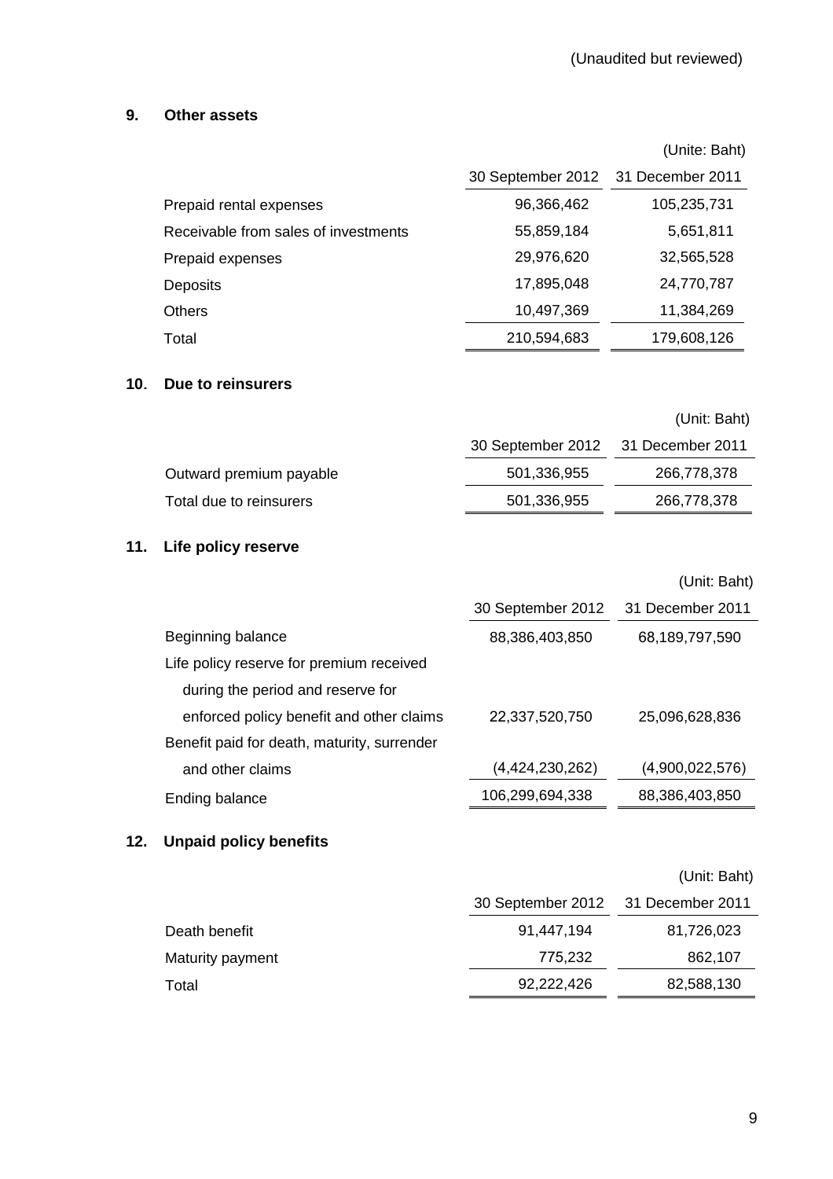(Unaudited but reviewed)

## 9. Other assets

(Unite: Baht)

| | 30 September 2012 | 31 December 2011 |
|---|---|---|
| Prepaid rental expenses | 96,366,462 | 105,235,731 |
| Receivable from sales of investments | 55,859,184 | 5,651,811 |
| Prepaid expenses | 29,976,620 | 32,565,528 |
| Deposits | 17,895,048 | 24,770,787 |
| Others | 10,497,369 | 11,384,269 |
| Total | 210,594,683 | 179,608,126 |

## 10. Due to reinsurers

(Unit: Baht)

| | 30 September 2012 | 31 December 2011 |
|---|---|---|
| Outward premium payable | 501,336,955 | 266,778,378 |
| Total due to reinsurers | 501,336,955 | 266,778,378 |

## 11. Life policy reserve

(Unit: Baht)

| | 30 September 2012 | 31 December 2011 |
|---|---|---|
| Beginning balance | 88,386,403,850 | 68,189,797,590 |
| Life policy reserve for premium received during the period and reserve for enforced policy benefit and other claims | 22,337,520,750 | 25,096,628,836 |
| Benefit paid for death, maturity, surrender and other claims | (4,424,230,262) | (4,900,022,576) |
| Ending balance | 106,299,694,338 | 88,386,403,850 |

## 12. Unpaid policy benefits

(Unit: Baht)

| | 30 September 2012 | 31 December 2011 |
|---|---|---|
| Death benefit | 91,447,194 | 81,726,023 |
| Maturity payment | 775,232 | 862,107 |
| Total | 92,222,426 | 82,588,130 |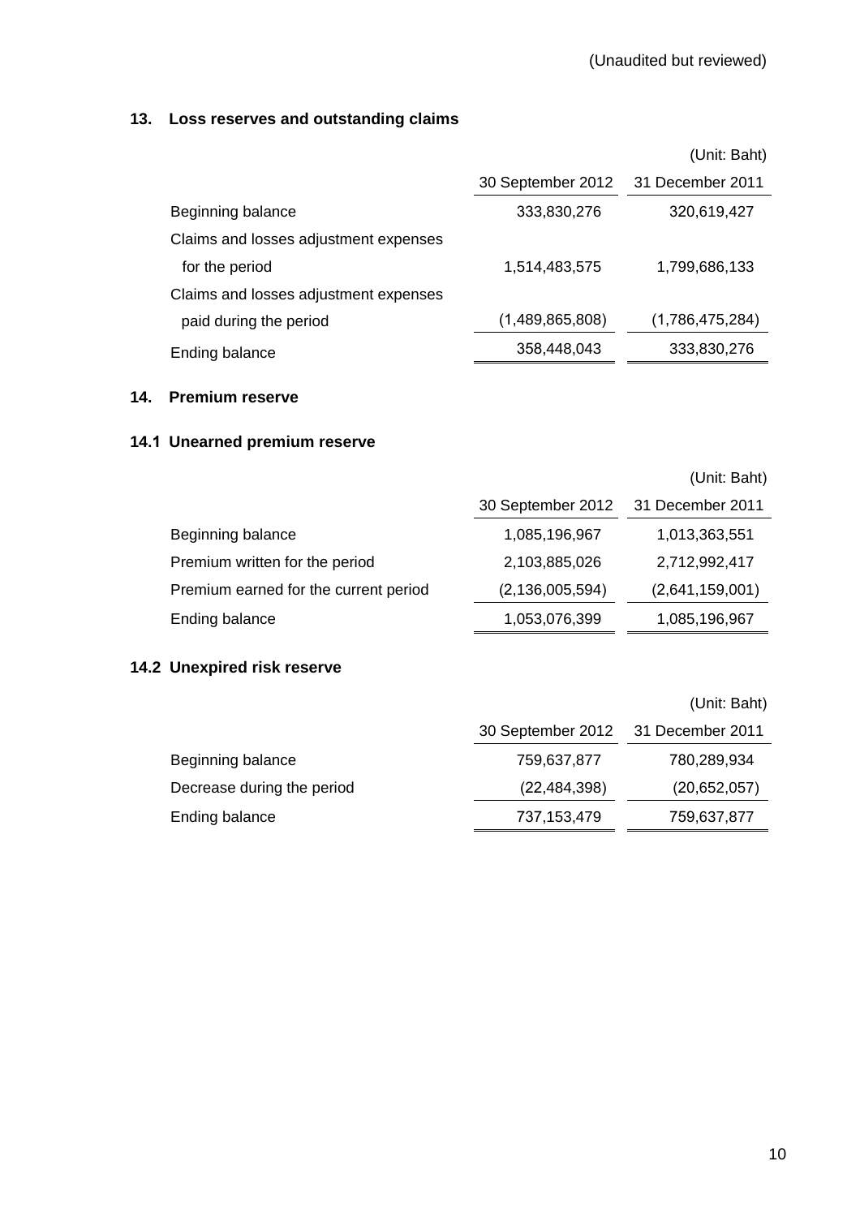(Unaudited but reviewed)

## 13. Loss reserves and outstanding claims

(Unit: Baht)

| | 30 September 2012 | 31 December 2011 |
|---|---|---|
| Beginning balance | 333,830,276 | 320,619,427 |
| Claims and losses adjustment expenses for the period | 1,514,483,575 | 1,799,686,133 |
| Claims and losses adjustment expenses paid during the period | (1,489,865,808) | (1,786,475,284) |
| Ending balance | 358,448,043 | 333,830,276 |

## 14. Premium reserve

### 14.1 Unearned premium reserve

(Unit: Baht)

| | 30 September 2012 | 31 December 2011 |
|---|---|---|
| Beginning balance | 1,085,196,967 | 1,013,363,551 |
| Premium written for the period | 2,103,885,026 | 2,712,992,417 |
| Premium earned for the current period | (2,136,005,594) | (2,641,159,001) |
| Ending balance | 1,053,076,399 | 1,085,196,967 |

### 14.2 Unexpired risk reserve

(Unit: Baht)

| | 30 September 2012 | 31 December 2011 |
|---|---|---|
| Beginning balance | 759,637,877 | 780,289,934 |
| Decrease during the period | (22,484,398) | (20,652,057) |
| Ending balance | 737,153,479 | 759,637,877 |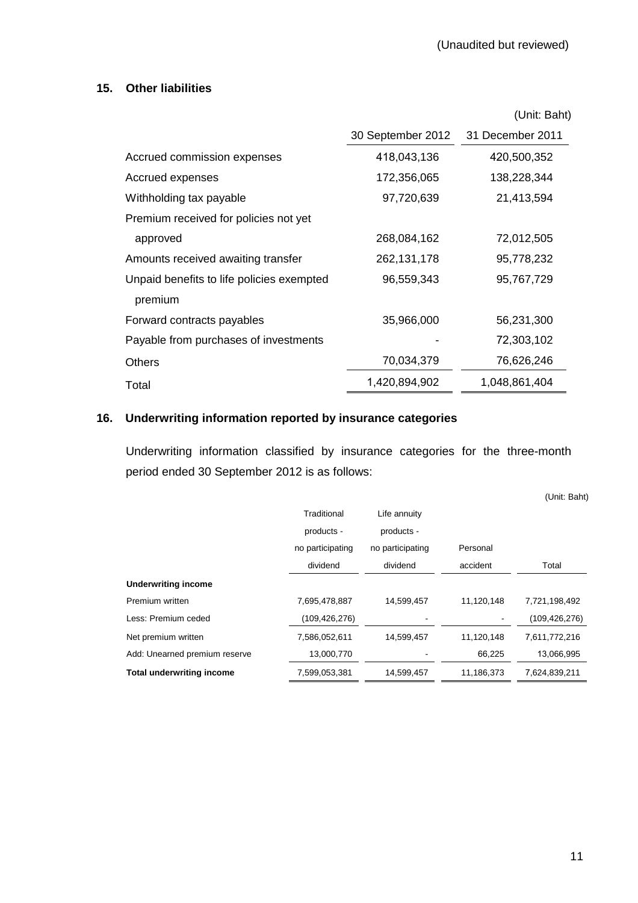(Unaudited but reviewed)

## 15. Other liabilities

(Unit: Baht)

| | 30 September 2012 | 31 December 2011 |
|---|---|---|
| Accrued commission expenses | 418,043,136 | 420,500,352 |
| Accrued expenses | 172,356,065 | 138,228,344 |
| Withholding tax payable | 97,720,639 | 21,413,594 |
| Premium received for policies not yet approved | 268,084,162 | 72,012,505 |
| Amounts received awaiting transfer | 262,131,178 | 95,778,232 |
| Unpaid benefits to life policies exempted premium | 96,559,343 | 95,767,729 |
| Forward contracts payables | 35,966,000 | 56,231,300 |
| Payable from purchases of investments | - | 72,303,102 |
| Others | 70,034,379 | 76,626,246 |
| Total | 1,420,894,902 | 1,048,861,404 |

## 16. Underwriting information reported by insurance categories

Underwriting information classified by insurance categories for the three-month period ended 30 September 2012 is as follows:

(Unit: Baht)

| | Traditional products - no participating dividend | Life annuity products - no participating dividend | Personal accident | Total |
|---|---|---|---|---|
| **Underwriting income** | | | | |
| Premium written | 7,695,478,887 | 14,599,457 | 11,120,148 | 7,721,198,492 |
| Less: Premium ceded | (109,426,276) | - | - | (109,426,276) |
| Net premium written | 7,586,052,611 | 14,599,457 | 11,120,148 | 7,611,772,216 |
| Add: Unearned premium reserve | 13,000,770 | - | 66,225 | 13,066,995 |
| **Total underwriting income** | 7,599,053,381 | 14,599,457 | 11,186,373 | 7,624,839,211 |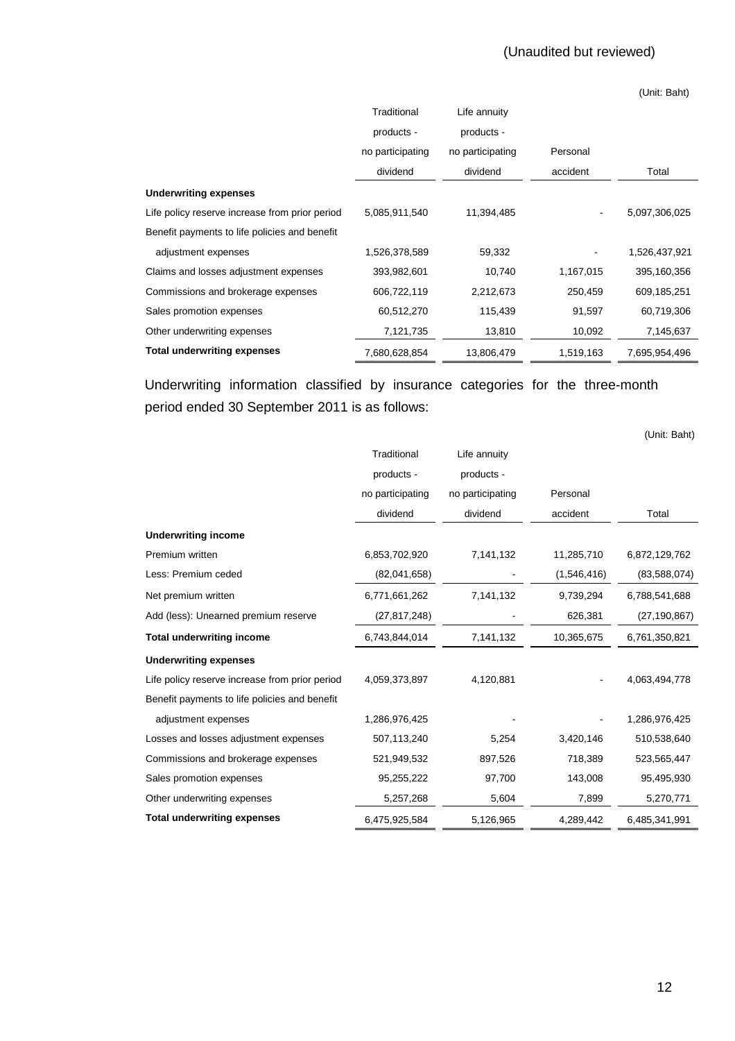(Unaudited but reviewed)

(Unit: Baht)

| | Traditional products - no participating dividend | Life annuity products - no participating dividend | Personal accident | Total |
|---|---|---|---|---|
| **Underwriting expenses** | | | | |
| Life policy reserve increase from prior period | 5,085,911,540 | 11,394,485 | - | 5,097,306,025 |
| Benefit payments to life policies and benefit adjustment expenses | 1,526,378,589 | 59,332 | - | 1,526,437,921 |
| Claims and losses adjustment expenses | 393,982,601 | 10,740 | 1,167,015 | 395,160,356 |
| Commissions and brokerage expenses | 606,722,119 | 2,212,673 | 250,459 | 609,185,251 |
| Sales promotion expenses | 60,512,270 | 115,439 | 91,597 | 60,719,306 |
| Other underwriting expenses | 7,121,735 | 13,810 | 10,092 | 7,145,637 |
| **Total underwriting expenses** | 7,680,628,854 | 13,806,479 | 1,519,163 | 7,695,954,496 |

Underwriting information classified by insurance categories for the three-month period ended 30 September 2011 is as follows:

(Unit: Baht)

| | Traditional products - no participating dividend | Life annuity products - no participating dividend | Personal accident | Total |
|---|---|---|---|---|
| **Underwriting income** | | | | |
| Premium written | 6,853,702,920 | 7,141,132 | 11,285,710 | 6,872,129,762 |
| Less: Premium ceded | (82,041,658) | - | (1,546,416) | (83,588,074) |
| Net premium written | 6,771,661,262 | 7,141,132 | 9,739,294 | 6,788,541,688 |
| Add (less): Unearned premium reserve | (27,817,248) | - | 626,381 | (27,190,867) |
| **Total underwriting income** | 6,743,844,014 | 7,141,132 | 10,365,675 | 6,761,350,821 |
| **Underwriting expenses** | | | | |
| Life policy reserve increase from prior period | 4,059,373,897 | 4,120,881 | - | 4,063,494,778 |
| Benefit payments to life policies and benefit adjustment expenses | 1,286,976,425 | - | - | 1,286,976,425 |
| Losses and losses adjustment expenses | 507,113,240 | 5,254 | 3,420,146 | 510,538,640 |
| Commissions and brokerage expenses | 521,949,532 | 897,526 | 718,389 | 523,565,447 |
| Sales promotion expenses | 95,255,222 | 97,700 | 143,008 | 95,495,930 |
| Other underwriting expenses | 5,257,268 | 5,604 | 7,899 | 5,270,771 |
| **Total underwriting expenses** | 6,475,925,584 | 5,126,965 | 4,289,442 | 6,485,341,991 |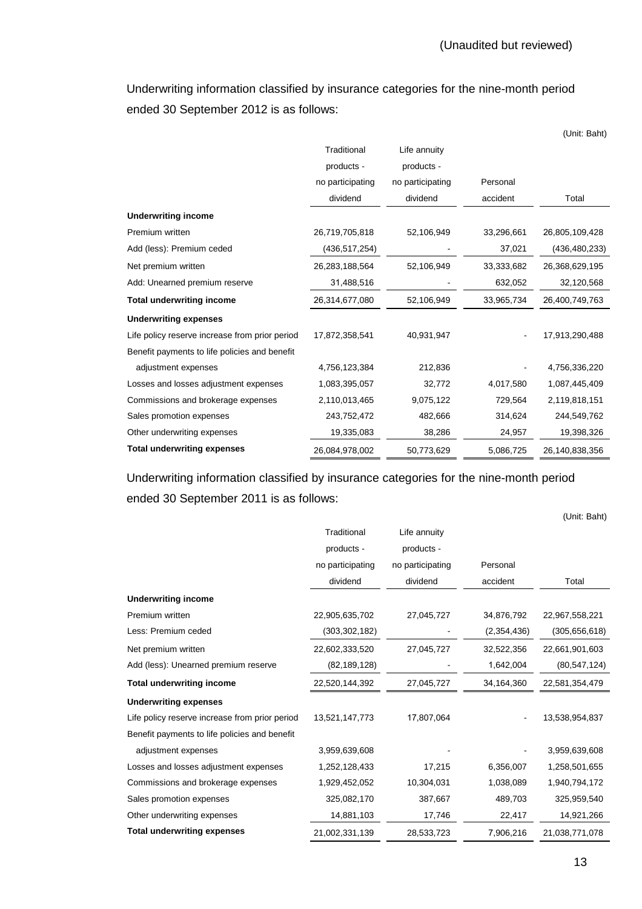(Unaudited but reviewed)

Underwriting information classified by insurance categories for the nine-month period ended 30 September 2012 is as follows:

(Unit: Baht)

| | Traditional products - no participating dividend | Life annuity products - no participating dividend | Personal accident | Total |
|---|---|---|---|---|
| **Underwriting income** | | | | |
| Premium written | 26,719,705,818 | 52,106,949 | 33,296,661 | 26,805,109,428 |
| Add (less): Premium ceded | (436,517,254) | - | 37,021 | (436,480,233) |
| Net premium written | 26,283,188,564 | 52,106,949 | 33,333,682 | 26,368,629,195 |
| Add: Unearned premium reserve | 31,488,516 | - | 632,052 | 32,120,568 |
| **Total underwriting income** | 26,314,677,080 | 52,106,949 | 33,965,734 | 26,400,749,763 |
| **Underwriting expenses** | | | | |
| Life policy reserve increase from prior period | 17,872,358,541 | 40,931,947 | - | 17,913,290,488 |
| Benefit payments to life policies and benefit adjustment expenses | 4,756,123,384 | 212,836 | - | 4,756,336,220 |
| Losses and losses adjustment expenses | 1,083,395,057 | 32,772 | 4,017,580 | 1,087,445,409 |
| Commissions and brokerage expenses | 2,110,013,465 | 9,075,122 | 729,564 | 2,119,818,151 |
| Sales promotion expenses | 243,752,472 | 482,666 | 314,624 | 244,549,762 |
| Other underwriting expenses | 19,335,083 | 38,286 | 24,957 | 19,398,326 |
| **Total underwriting expenses** | 26,084,978,002 | 50,773,629 | 5,086,725 | 26,140,838,356 |

Underwriting information classified by insurance categories for the nine-month period ended 30 September 2011 is as follows:

(Unit: Baht)

| | Traditional products - no participating dividend | Life annuity products - no participating dividend | Personal accident | Total |
|---|---|---|---|---|
| **Underwriting income** | | | | |
| Premium written | 22,905,635,702 | 27,045,727 | 34,876,792 | 22,967,558,221 |
| Less: Premium ceded | (303,302,182) | - | (2,354,436) | (305,656,618) |
| Net premium written | 22,602,333,520 | 27,045,727 | 32,522,356 | 22,661,901,603 |
| Add (less): Unearned premium reserve | (82,189,128) | - | 1,642,004 | (80,547,124) |
| **Total underwriting income** | 22,520,144,392 | 27,045,727 | 34,164,360 | 22,581,354,479 |
| **Underwriting expenses** | | | | |
| Life policy reserve increase from prior period | 13,521,147,773 | 17,807,064 | - | 13,538,954,837 |
| Benefit payments to life policies and benefit adjustment expenses | 3,959,639,608 | - | - | 3,959,639,608 |
| Losses and losses adjustment expenses | 1,252,128,433 | 17,215 | 6,356,007 | 1,258,501,655 |
| Commissions and brokerage expenses | 1,929,452,052 | 10,304,031 | 1,038,089 | 1,940,794,172 |
| Sales promotion expenses | 325,082,170 | 387,667 | 489,703 | 325,959,540 |
| Other underwriting expenses | 14,881,103 | 17,746 | 22,417 | 14,921,266 |
| **Total underwriting expenses** | 21,002,331,139 | 28,533,723 | 7,906,216 | 21,038,771,078 |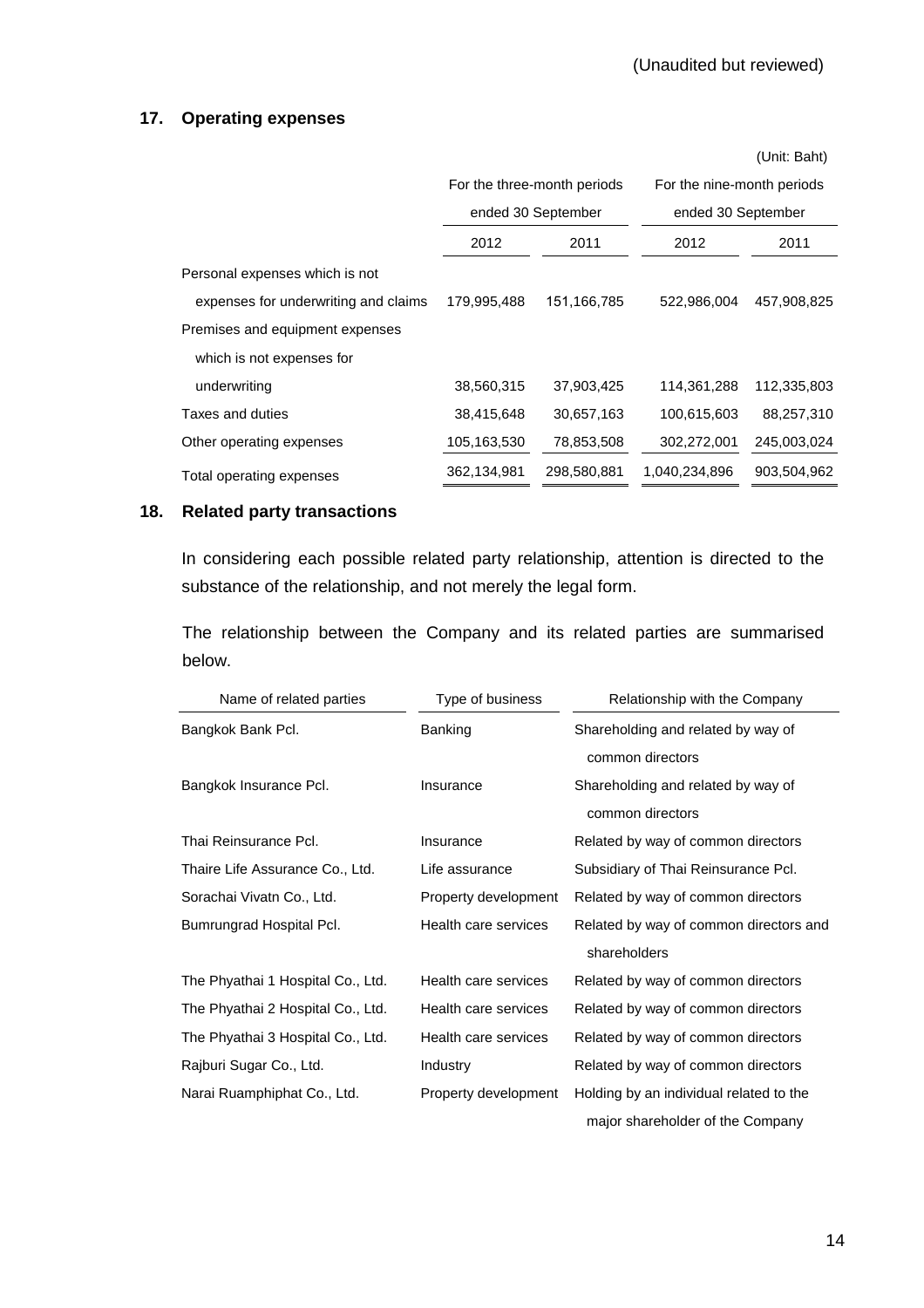(Unaudited but reviewed)

## 17. Operating expenses

(Unit: Baht)

| | For the three-month periods ended 30 September | | For the nine-month periods ended 30 September | |
|---|---|---|---|---|
| | 2012 | 2011 | 2012 | 2011 |
| Personal expenses which is not expenses for underwriting and claims | 179,995,488 | 151,166,785 | 522,986,004 | 457,908,825 |
| Premises and equipment expenses which is not expenses for underwriting | 38,560,315 | 37,903,425 | 114,361,288 | 112,335,803 |
| Taxes and duties | 38,415,648 | 30,657,163 | 100,615,603 | 88,257,310 |
| Other operating expenses | 105,163,530 | 78,853,508 | 302,272,001 | 245,003,024 |
| Total operating expenses | 362,134,981 | 298,580,881 | 1,040,234,896 | 903,504,962 |

## 18. Related party transactions

In considering each possible related party relationship, attention is directed to the substance of the relationship, and not merely the legal form.

The relationship between the Company and its related parties are summarised below.

| Name of related parties | Type of business | Relationship with the Company |
|---|---|---|
| Bangkok Bank Pcl. | Banking | Shareholding and related by way of common directors |
| Bangkok Insurance Pcl. | Insurance | Shareholding and related by way of common directors |
| Thai Reinsurance Pcl. | Insurance | Related by way of common directors |
| Thaire Life Assurance Co., Ltd. | Life assurance | Subsidiary of Thai Reinsurance Pcl. |
| Sorachai Vivatn Co., Ltd. | Property development | Related by way of common directors |
| Bumrungrad Hospital Pcl. | Health care services | Related by way of common directors and shareholders |
| The Phyathai 1 Hospital Co., Ltd. | Health care services | Related by way of common directors |
| The Phyathai 2 Hospital Co., Ltd. | Health care services | Related by way of common directors |
| The Phyathai 3 Hospital Co., Ltd. | Health care services | Related by way of common directors |
| Rajburi Sugar Co., Ltd. | Industry | Related by way of common directors |
| Narai Ruamphiphat Co., Ltd. | Property development | Holding by an individual related to the major shareholder of the Company |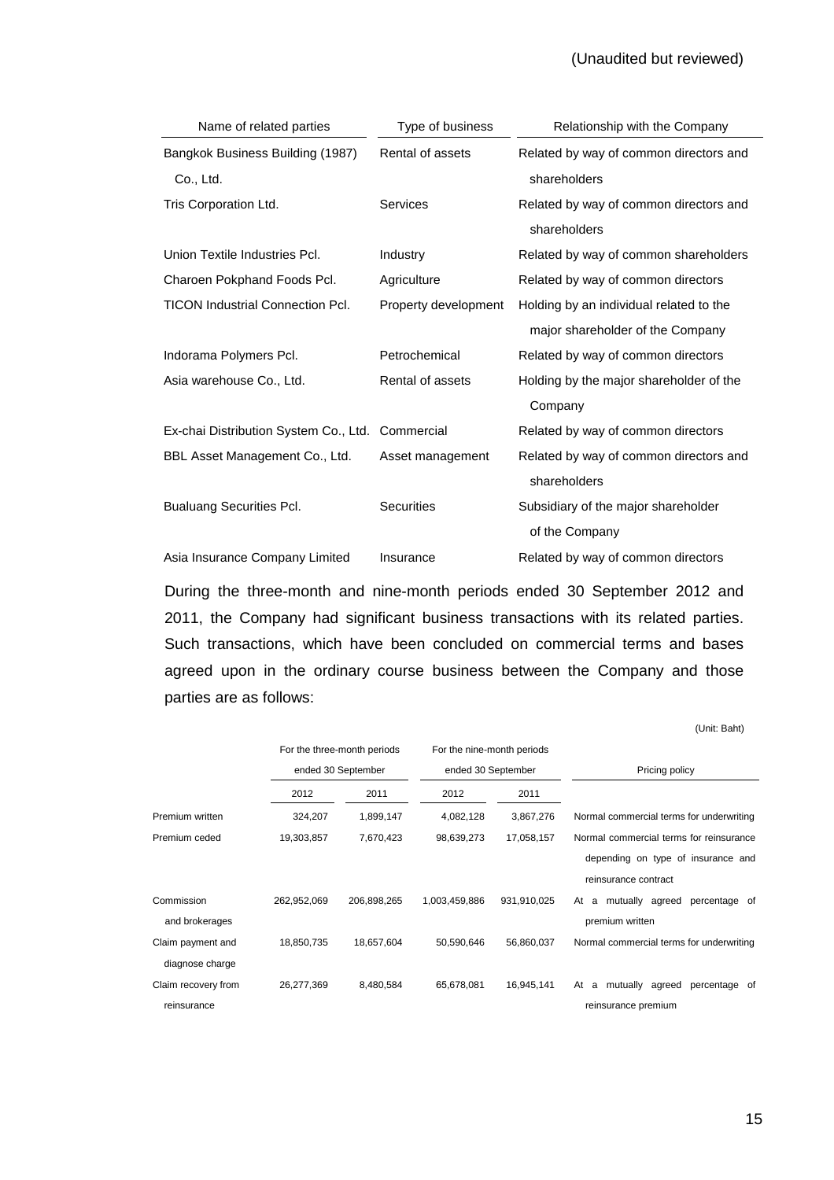(Unaudited but reviewed)

| Name of related parties | Type of business | Relationship with the Company |
|---|---|---|
| Bangkok Business Building (1987) Co., Ltd. | Rental of assets | Related by way of common directors and shareholders |
| Tris Corporation Ltd. | Services | Related by way of common directors and shareholders |
| Union Textile Industries Pcl. | Industry | Related by way of common shareholders |
| Charoen Pokphand Foods Pcl. | Agriculture | Related by way of common directors |
| TICON Industrial Connection Pcl. | Property development | Holding by an individual related to the major shareholder of the Company |
| Indorama Polymers Pcl. | Petrochemical | Related by way of common directors |
| Asia warehouse Co., Ltd. | Rental of assets | Holding by the major shareholder of the Company |
| Ex-chai Distribution System Co., Ltd. | Commercial | Related by way of common directors |
| BBL Asset Management Co., Ltd. | Asset management | Related by way of common directors and shareholders |
| Bualuang Securities Pcl. | Securities | Subsidiary of the major shareholder of the Company |
| Asia Insurance Company Limited | Insurance | Related by way of common directors |

During the three-month and nine-month periods ended 30 September 2012 and 2011, the Company had significant business transactions with its related parties. Such transactions, which have been concluded on commercial terms and bases agreed upon in the ordinary course business between the Company and those parties are as follows:

(Unit: Baht)

| | For the three-month periods ended 30 September | | For the nine-month periods ended 30 September | | Pricing policy |
|---|---|---|---|---|---|
| | 2012 | 2011 | 2012 | 2011 | |
| Premium written | 324,207 | 1,899,147 | 4,082,128 | 3,867,276 | Normal commercial terms for underwriting |
| Premium ceded | 19,303,857 | 7,670,423 | 98,639,273 | 17,058,157 | Normal commercial terms for reinsurance depending on type of insurance and reinsurance contract |
| Commission and brokerages | 262,952,069 | 206,898,265 | 1,003,459,886 | 931,910,025 | At a mutually agreed percentage of premium written |
| Claim payment and diagnose charge | 18,850,735 | 18,657,604 | 50,590,646 | 56,860,037 | Normal commercial terms for underwriting |
| Claim recovery from reinsurance | 26,277,369 | 8,480,584 | 65,678,081 | 16,945,141 | At a mutually agreed percentage of reinsurance premium |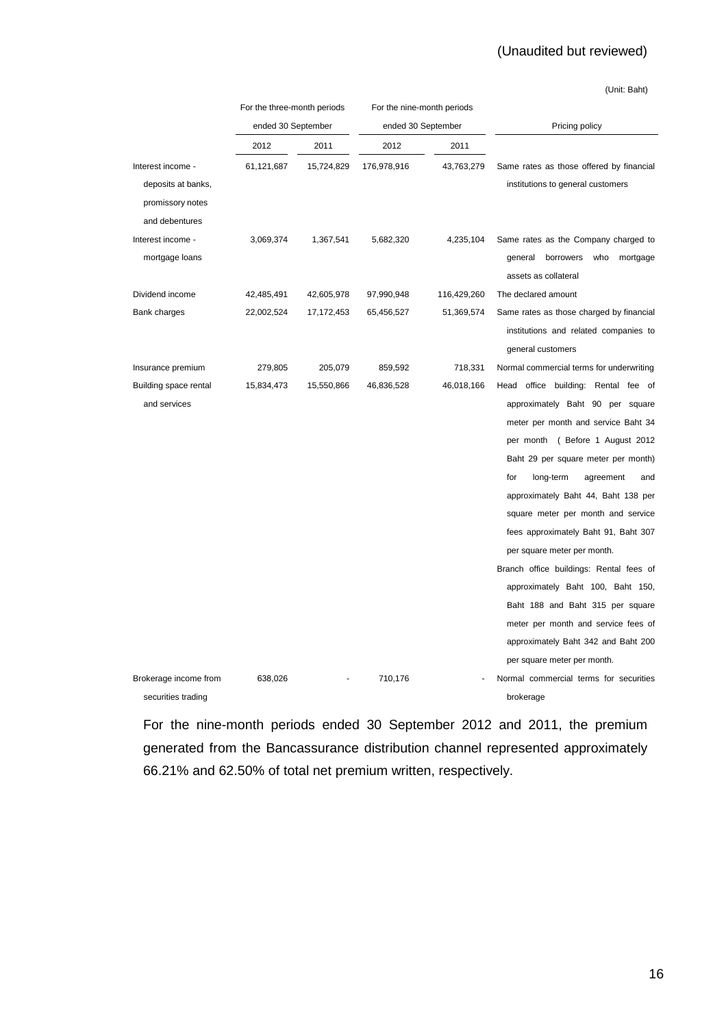(Unaudited but reviewed)

(Unit: Baht)

| | For the three-month periods ended 30 September | | For the nine-month periods ended 30 September | | Pricing policy |
|---|---|---|---|---|---|
| | 2012 | 2011 | 2012 | 2011 | |
| Interest income - deposits at banks, promissory notes and debentures | 61,121,687 | 15,724,829 | 176,978,916 | 43,763,279 | Same rates as those offered by financial institutions to general customers |
| Interest income - mortgage loans | 3,069,374 | 1,367,541 | 5,682,320 | 4,235,104 | Same rates as the Company charged to general borrowers who mortgage assets as collateral |
| Dividend income | 42,485,491 | 42,605,978 | 97,990,948 | 116,429,260 | The declared amount |
| Bank charges | 22,002,524 | 17,172,453 | 65,456,527 | 51,369,574 | Same rates as those charged by financial institutions and related companies to general customers |
| Insurance premium | 279,805 | 205,079 | 859,592 | 718,331 | Normal commercial terms for underwriting |
| Building space rental and services | 15,834,473 | 15,550,866 | 46,836,528 | 46,018,166 | Head office building: Rental fee of approximately Baht 90 per square meter per month and service Baht 34 per month ( Before 1 August 2012 Baht 29 per square meter per month) for long-term agreement and approximately Baht 44, Baht 138 per square meter per month and service fees approximately Baht 91, Baht 307 per square meter per month. Branch office buildings: Rental fees of approximately Baht 100, Baht 150, Baht 188 and Baht 315 per square meter per month and service fees of approximately Baht 342 and Baht 200 per square meter per month. |
| Brokerage income from securities trading | 638,026 | - | 710,176 | - | Normal commercial terms for securities brokerage |

For the nine-month periods ended 30 September 2012 and 2011, the premium generated from the Bancassurance distribution channel represented approximately 66.21% and 62.50% of total net premium written, respectively.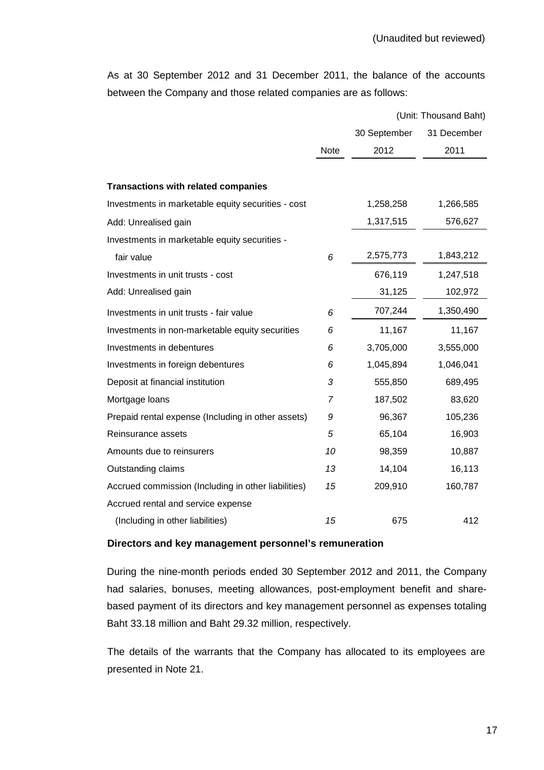(Unaudited but reviewed)

As at 30 September 2012 and 31 December 2011, the balance of the accounts between the Company and those related companies are as follows:

(Unit: Thousand Baht)

| | Note | 30 September 2012 | 31 December 2011 |
|---|---|---|---|
| **Transactions with related companies** | | | |
| Investments in marketable equity securities - cost | | 1,258,258 | 1,266,585 |
| Add: Unrealised gain | | 1,317,515 | 576,627 |
| Investments in marketable equity securities - fair value | 6 | 2,575,773 | 1,843,212 |
| Investments in unit trusts - cost | | 676,119 | 1,247,518 |
| Add: Unrealised gain | | 31,125 | 102,972 |
| Investments in unit trusts - fair value | 6 | 707,244 | 1,350,490 |
| Investments in non-marketable equity securities | 6 | 11,167 | 11,167 |
| Investments in debentures | 6 | 3,705,000 | 3,555,000 |
| Investments in foreign debentures | 6 | 1,045,894 | 1,046,041 |
| Deposit at financial institution | 3 | 555,850 | 689,495 |
| Mortgage loans | 7 | 187,502 | 83,620 |
| Prepaid rental expense (Including in other assets) | 9 | 96,367 | 105,236 |
| Reinsurance assets | 5 | 65,104 | 16,903 |
| Amounts due to reinsurers | 10 | 98,359 | 10,887 |
| Outstanding claims | 13 | 14,104 | 16,113 |
| Accrued commission (Including in other liabilities) | 15 | 209,910 | 160,787 |
| Accrued rental and service expense (Including in other liabilities) | 15 | 675 | 412 |

**Directors and key management personnel's remuneration**

During the nine-month periods ended 30 September 2012 and 2011, the Company had salaries, bonuses, meeting allowances, post-employment benefit and share-based payment of its directors and key management personnel as expenses totaling Baht 33.18 million and Baht 29.32 million, respectively.

The details of the warrants that the Company has allocated to its employees are presented in Note 21.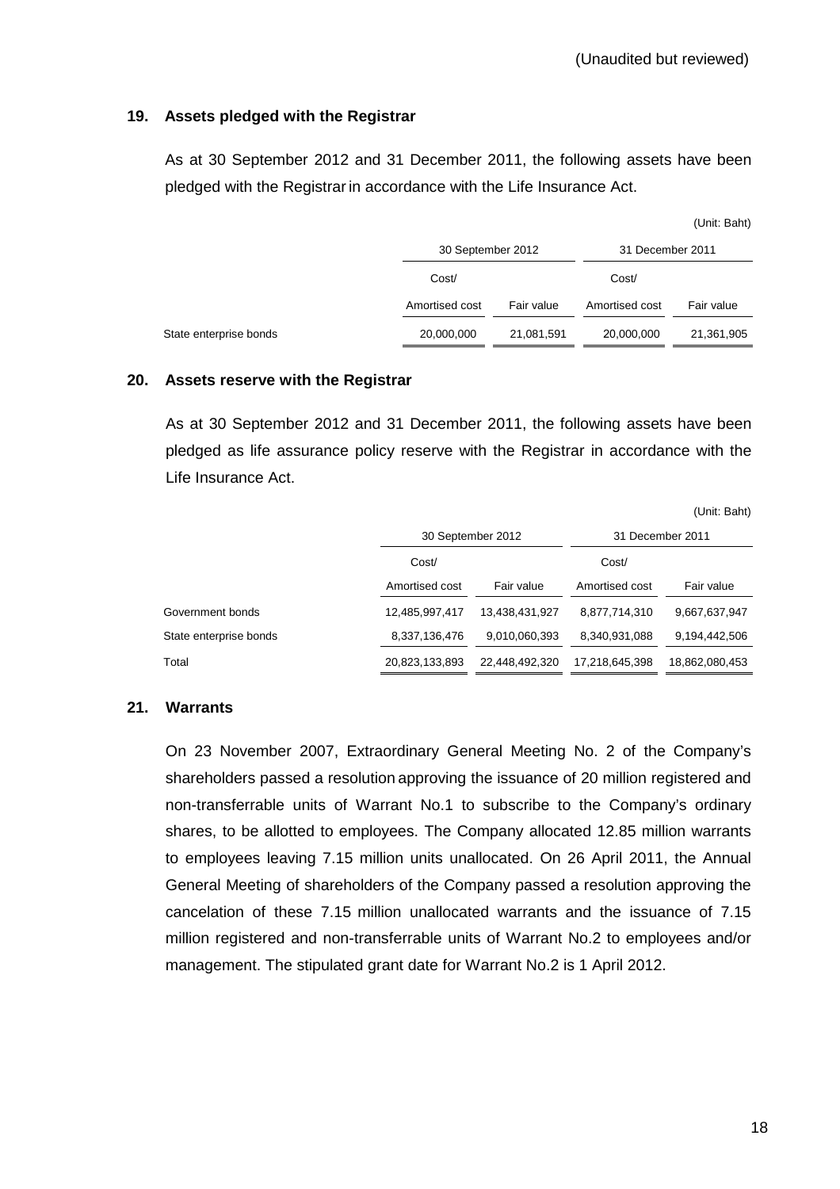(Unaudited but reviewed)

## 19. Assets pledged with the Registrar

As at 30 September 2012 and 31 December 2011, the following assets have been pledged with the Registrar in accordance with the Life Insurance Act.

(Unit: Baht)

| | 30 September 2012 | | 31 December 2011 | |
|---|---|---|---|---|
| | Cost/ Amortised cost | Fair value | Cost/ Amortised cost | Fair value |
| State enterprise bonds | 20,000,000 | 21,081,591 | 20,000,000 | 21,361,905 |

## 20. Assets reserve with the Registrar

As at 30 September 2012 and 31 December 2011, the following assets have been pledged as life assurance policy reserve with the Registrar in accordance with the Life Insurance Act.

(Unit: Baht)

| | 30 September 2012 | | 31 December 2011 | |
|---|---|---|---|---|
| | Cost/ Amortised cost | Fair value | Cost/ Amortised cost | Fair value |
| Government bonds | 12,485,997,417 | 13,438,431,927 | 8,877,714,310 | 9,667,637,947 |
| State enterprise bonds | 8,337,136,476 | 9,010,060,393 | 8,340,931,088 | 9,194,442,506 |
| Total | 20,823,133,893 | 22,448,492,320 | 17,218,645,398 | 18,862,080,453 |

## 21. Warrants

On 23 November 2007, Extraordinary General Meeting No. 2 of the Company's shareholders passed a resolution approving the issuance of 20 million registered and non-transferrable units of Warrant No.1 to subscribe to the Company's ordinary shares, to be allotted to employees. The Company allocated 12.85 million warrants to employees leaving 7.15 million units unallocated. On 26 April 2011, the Annual General Meeting of shareholders of the Company passed a resolution approving the cancelation of these 7.15 million unallocated warrants and the issuance of 7.15 million registered and non-transferrable units of Warrant No.2 to employees and/or management. The stipulated grant date for Warrant No.2 is 1 April 2012.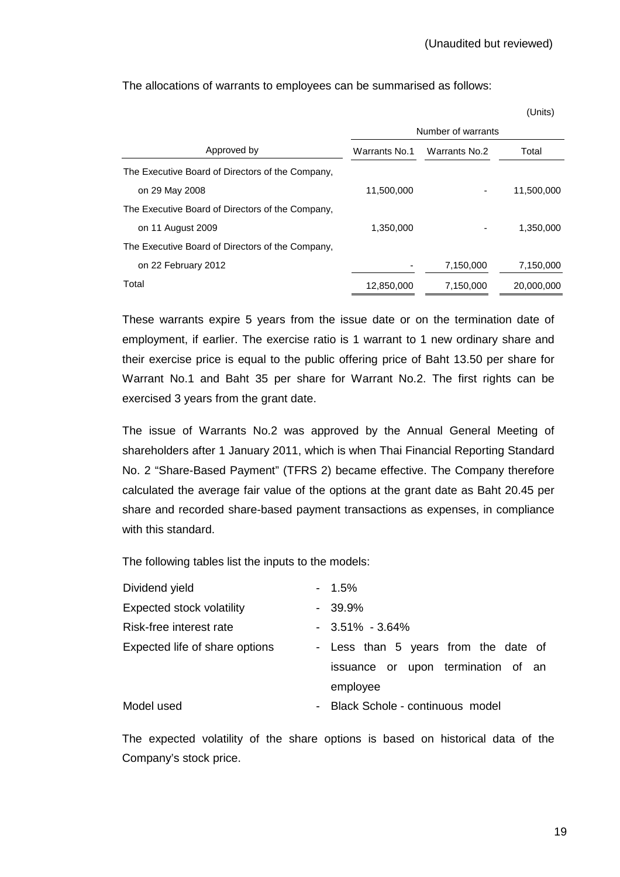(Unaudited but reviewed)

The allocations of warrants to employees can be summarised as follows:

(Units)

| Approved by | Number of warrants | | |
|---|---|---|---|
| | Warrants No.1 | Warrants No.2 | Total |
| The Executive Board of Directors of the Company, on 29 May 2008 | 11,500,000 | - | 11,500,000 |
| The Executive Board of Directors of the Company, on 11 August 2009 | 1,350,000 | - | 1,350,000 |
| The Executive Board of Directors of the Company, on 22 February 2012 | - | 7,150,000 | 7,150,000 |
| Total | 12,850,000 | 7,150,000 | 20,000,000 |

These warrants expire 5 years from the issue date or on the termination date of employment, if earlier. The exercise ratio is 1 warrant to 1 new ordinary share and their exercise price is equal to the public offering price of Baht 13.50 per share for Warrant No.1 and Baht 35 per share for Warrant No.2. The first rights can be exercised 3 years from the grant date.

The issue of Warrants No.2 was approved by the Annual General Meeting of shareholders after 1 January 2011, which is when Thai Financial Reporting Standard No. 2 "Share-Based Payment" (TFRS 2) became effective. The Company therefore calculated the average fair value of the options at the grant date as Baht 20.45 per share and recorded share-based payment transactions as expenses, in compliance with this standard.

The following tables list the inputs to the models:

| | |
|---|---|
| Dividend yield | - 1.5% |
| Expected stock volatility | - 39.9% |
| Risk-free interest rate | - 3.51% - 3.64% |
| Expected life of share options | - Less than 5 years from the date of issuance or upon termination of an employee |
| Model used | - Black Schole - continuous model |

The expected volatility of the share options is based on historical data of the Company's stock price.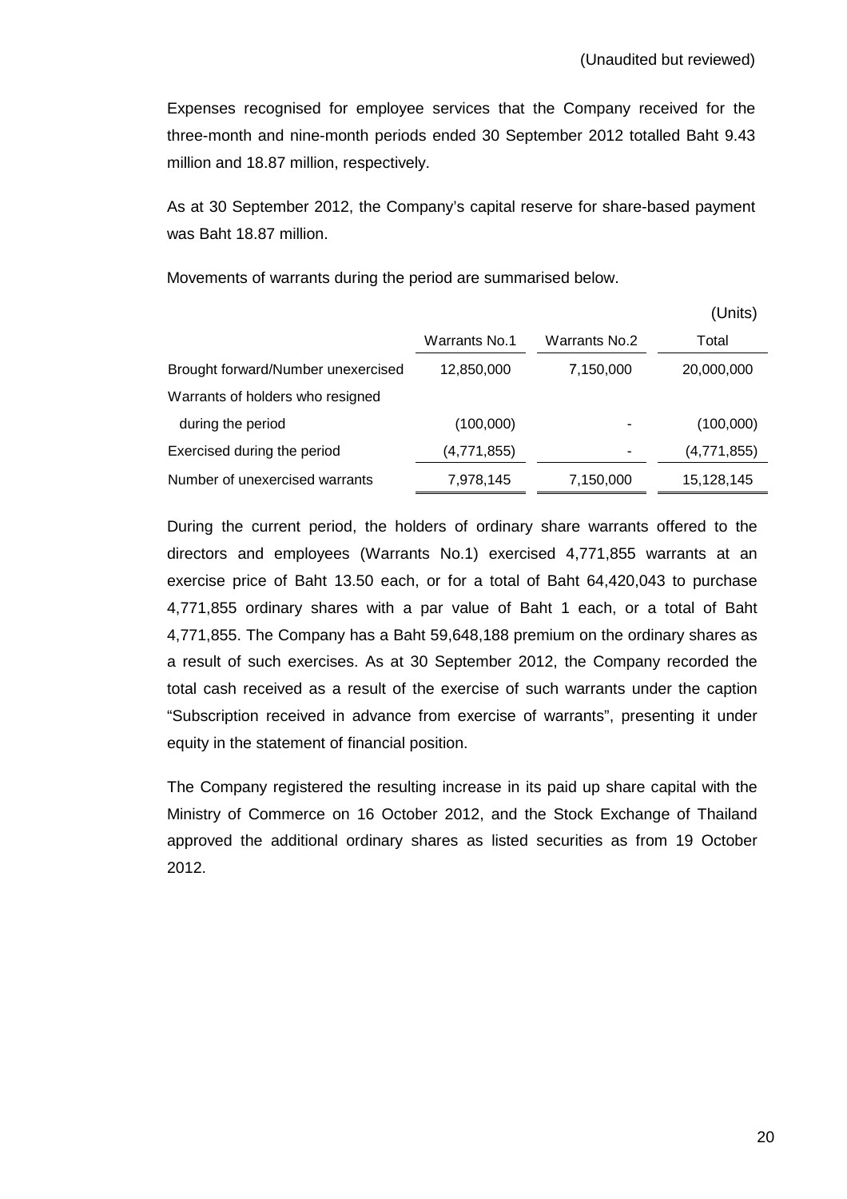(Unaudited but reviewed)

Expenses recognised for employee services that the Company received for the three-month and nine-month periods ended 30 September 2012 totalled Baht 9.43 million and 18.87 million, respectively.

As at 30 September 2012, the Company's capital reserve for share-based payment was Baht 18.87 million.

Movements of warrants during the period are summarised below.

| | | | (Units) |
|---|---|---|---|
| | Warrants No.1 | Warrants No.2 | Total |
| Brought forward/Number unexercised | 12,850,000 | 7,150,000 | 20,000,000 |
| Warrants of holders who resigned during the period | (100,000) | - | (100,000) |
| Exercised during the period | (4,771,855) | - | (4,771,855) |
| Number of unexercised warrants | 7,978,145 | 7,150,000 | 15,128,145 |

During the current period, the holders of ordinary share warrants offered to the directors and employees (Warrants No.1) exercised 4,771,855 warrants at an exercise price of Baht 13.50 each, or for a total of Baht 64,420,043 to purchase 4,771,855 ordinary shares with a par value of Baht 1 each, or a total of Baht 4,771,855. The Company has a Baht 59,648,188 premium on the ordinary shares as a result of such exercises. As at 30 September 2012, the Company recorded the total cash received as a result of the exercise of such warrants under the caption "Subscription received in advance from exercise of warrants", presenting it under equity in the statement of financial position.

The Company registered the resulting increase in its paid up share capital with the Ministry of Commerce on 16 October 2012, and the Stock Exchange of Thailand approved the additional ordinary shares as listed securities as from 19 October 2012.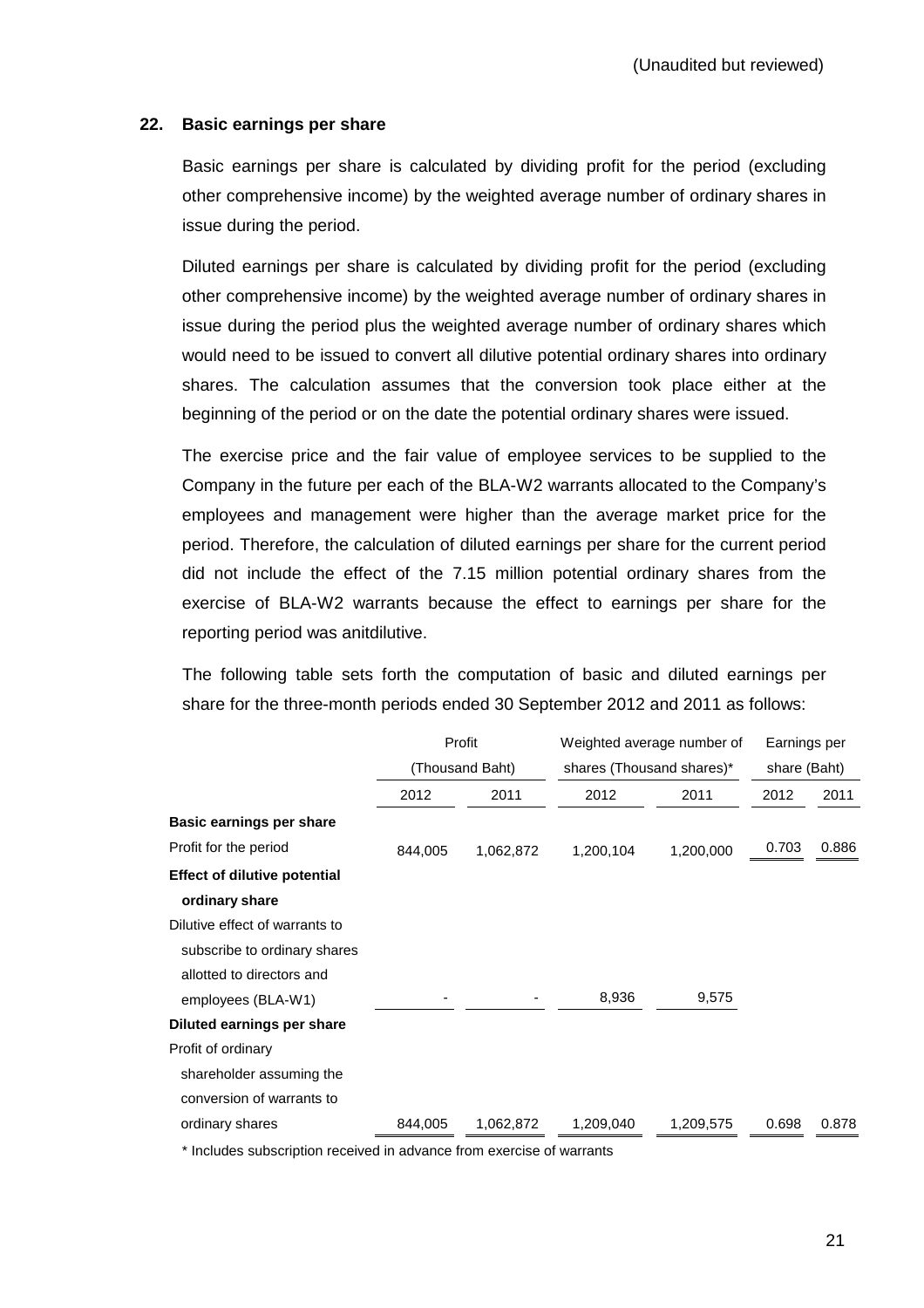(Unaudited but reviewed)

## 22. Basic earnings per share

Basic earnings per share is calculated by dividing profit for the period (excluding other comprehensive income) by the weighted average number of ordinary shares in issue during the period.

Diluted earnings per share is calculated by dividing profit for the period (excluding other comprehensive income) by the weighted average number of ordinary shares in issue during the period plus the weighted average number of ordinary shares which would need to be issued to convert all dilutive potential ordinary shares into ordinary shares. The calculation assumes that the conversion took place either at the beginning of the period or on the date the potential ordinary shares were issued.

The exercise price and the fair value of employee services to be supplied to the Company in the future per each of the BLA-W2 warrants allocated to the Company's employees and management were higher than the average market price for the period. Therefore, the calculation of diluted earnings per share for the current period did not include the effect of the 7.15 million potential ordinary shares from the exercise of BLA-W2 warrants because the effect to earnings per share for the reporting period was anitdilutive.

The following table sets forth the computation of basic and diluted earnings per share for the three-month periods ended 30 September 2012 and 2011 as follows:

| | Profit (Thousand Baht) | | Weighted average number of shares (Thousand shares)* | | Earnings per share (Baht) | |
|---|---|---|---|---|---|---|
| | 2012 | 2011 | 2012 | 2011 | 2012 | 2011 |
| **Basic earnings per share** | | | | | | |
| Profit for the period | 844,005 | 1,062,872 | 1,200,104 | 1,200,000 | 0.703 | 0.886 |
| **Effect of dilutive potential ordinary share** | | | | | | |
| Dilutive effect of warrants to subscribe to ordinary shares allotted to directors and employees (BLA-W1) | - | - | 8,936 | 9,575 | | |
| **Diluted earnings per share** | | | | | | |
| Profit of ordinary shareholder assuming the conversion of warrants to ordinary shares | 844,005 | 1,062,872 | 1,209,040 | 1,209,575 | 0.698 | 0.878 |

\* Includes subscription received in advance from exercise of warrants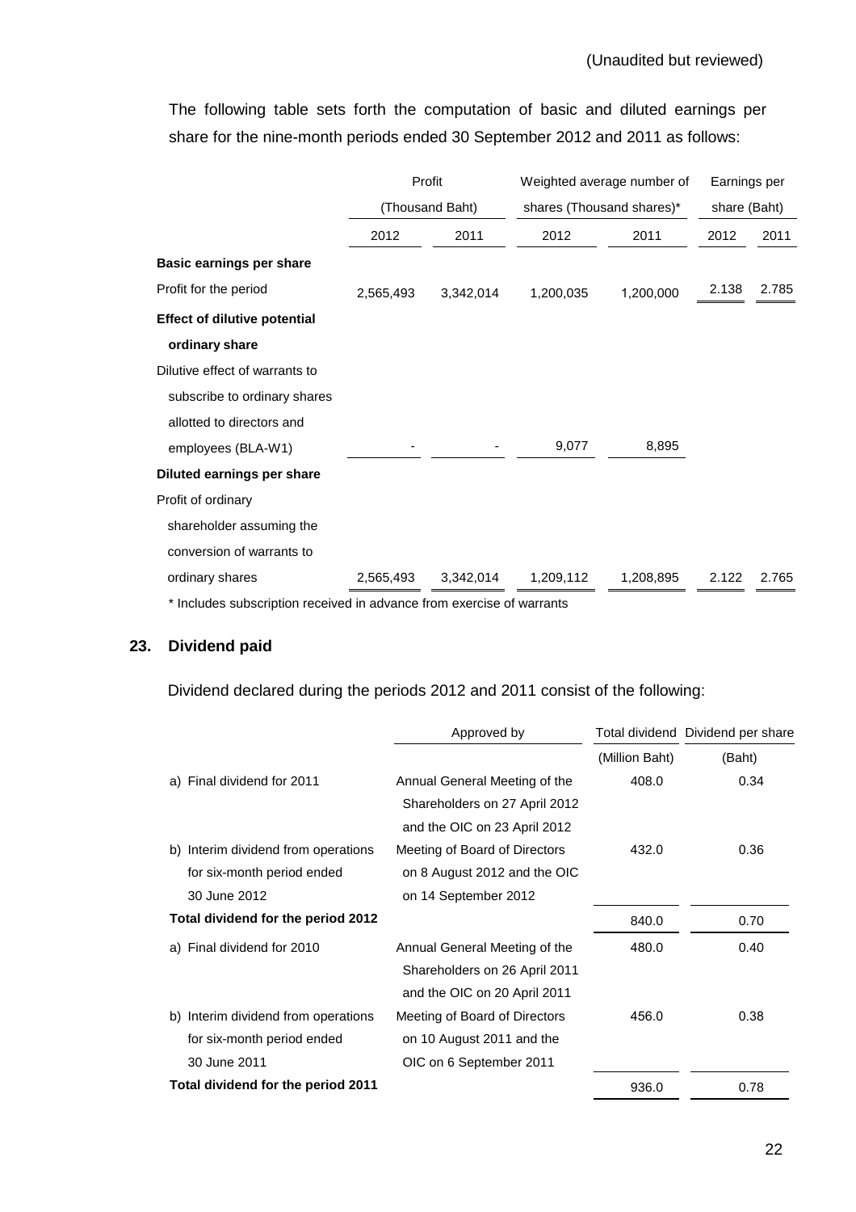(Unaudited but reviewed)

The following table sets forth the computation of basic and diluted earnings per share for the nine-month periods ended 30 September 2012 and 2011 as follows:

| | Profit (Thousand Baht) | | Weighted average number of shares (Thousand shares)* | | Earnings per share (Baht) | |
|---|---|---|---|---|---|---|
| | 2012 | 2011 | 2012 | 2011 | 2012 | 2011 |
| **Basic earnings per share** | | | | | | |
| Profit for the period | 2,565,493 | 3,342,014 | 1,200,035 | 1,200,000 | 2.138 | 2.785 |
| **Effect of dilutive potential ordinary share** | | | | | | |
| Dilutive effect of warrants to subscribe to ordinary shares allotted to directors and employees (BLA-W1) | - | - | 9,077 | 8,895 | | |
| **Diluted earnings per share** | | | | | | |
| Profit of ordinary shareholder assuming the conversion of warrants to ordinary shares | 2,565,493 | 3,342,014 | 1,209,112 | 1,208,895 | 2.122 | 2.765 |

\* Includes subscription received in advance from exercise of warrants

## 23. Dividend paid

Dividend declared during the periods 2012 and 2011 consist of the following:

| | Approved by | Total dividend (Million Baht) | Dividend per share (Baht) |
|---|---|---|---|
| a) Final dividend for 2011 | Annual General Meeting of the Shareholders on 27 April 2012 and the OIC on 23 April 2012 | 408.0 | 0.34 |
| b) Interim dividend from operations for six-month period ended 30 June 2012 | Meeting of Board of Directors on 8 August 2012 and the OIC on 14 September 2012 | 432.0 | 0.36 |
| **Total dividend for the period 2012** | | 840.0 | 0.70 |
| a) Final dividend for 2010 | Annual General Meeting of the Shareholders on 26 April 2011 and the OIC on 20 April 2011 | 480.0 | 0.40 |
| b) Interim dividend from operations for six-month period ended 30 June 2011 | Meeting of Board of Directors on 10 August 2011 and the OIC on 6 September 2011 | 456.0 | 0.38 |
| **Total dividend for the period 2011** | | 936.0 | 0.78 |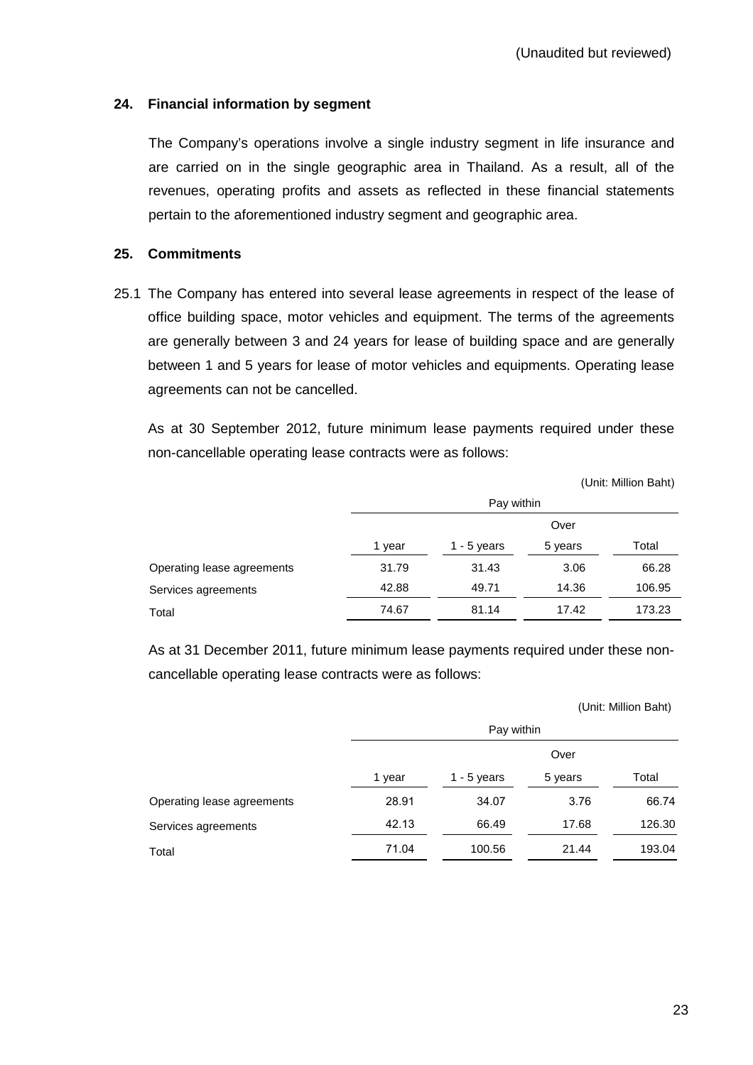(Unaudited but reviewed)

## 24. Financial information by segment

The Company's operations involve a single industry segment in life insurance and are carried on in the single geographic area in Thailand. As a result, all of the revenues, operating profits and assets as reflected in these financial statements pertain to the aforementioned industry segment and geographic area.

## 25. Commitments

25.1 The Company has entered into several lease agreements in respect of the lease of office building space, motor vehicles and equipment. The terms of the agreements are generally between 3 and 24 years for lease of building space and are generally between 1 and 5 years for lease of motor vehicles and equipments. Operating lease agreements can not be cancelled.

As at 30 September 2012, future minimum lease payments required under these non-cancellable operating lease contracts were as follows:

(Unit: Million Baht)

| | Pay within | | | |
|---|---|---|---|---|
| | 1 year | 1 - 5 years | Over 5 years | Total |
| Operating lease agreements | 31.79 | 31.43 | 3.06 | 66.28 |
| Services agreements | 42.88 | 49.71 | 14.36 | 106.95 |
| Total | 74.67 | 81.14 | 17.42 | 173.23 |

As at 31 December 2011, future minimum lease payments required under these non-cancellable operating lease contracts were as follows:

(Unit: Million Baht)

| | Pay within | | | |
|---|---|---|---|---|
| | 1 year | 1 - 5 years | Over 5 years | Total |
| Operating lease agreements | 28.91 | 34.07 | 3.76 | 66.74 |
| Services agreements | 42.13 | 66.49 | 17.68 | 126.30 |
| Total | 71.04 | 100.56 | 21.44 | 193.04 |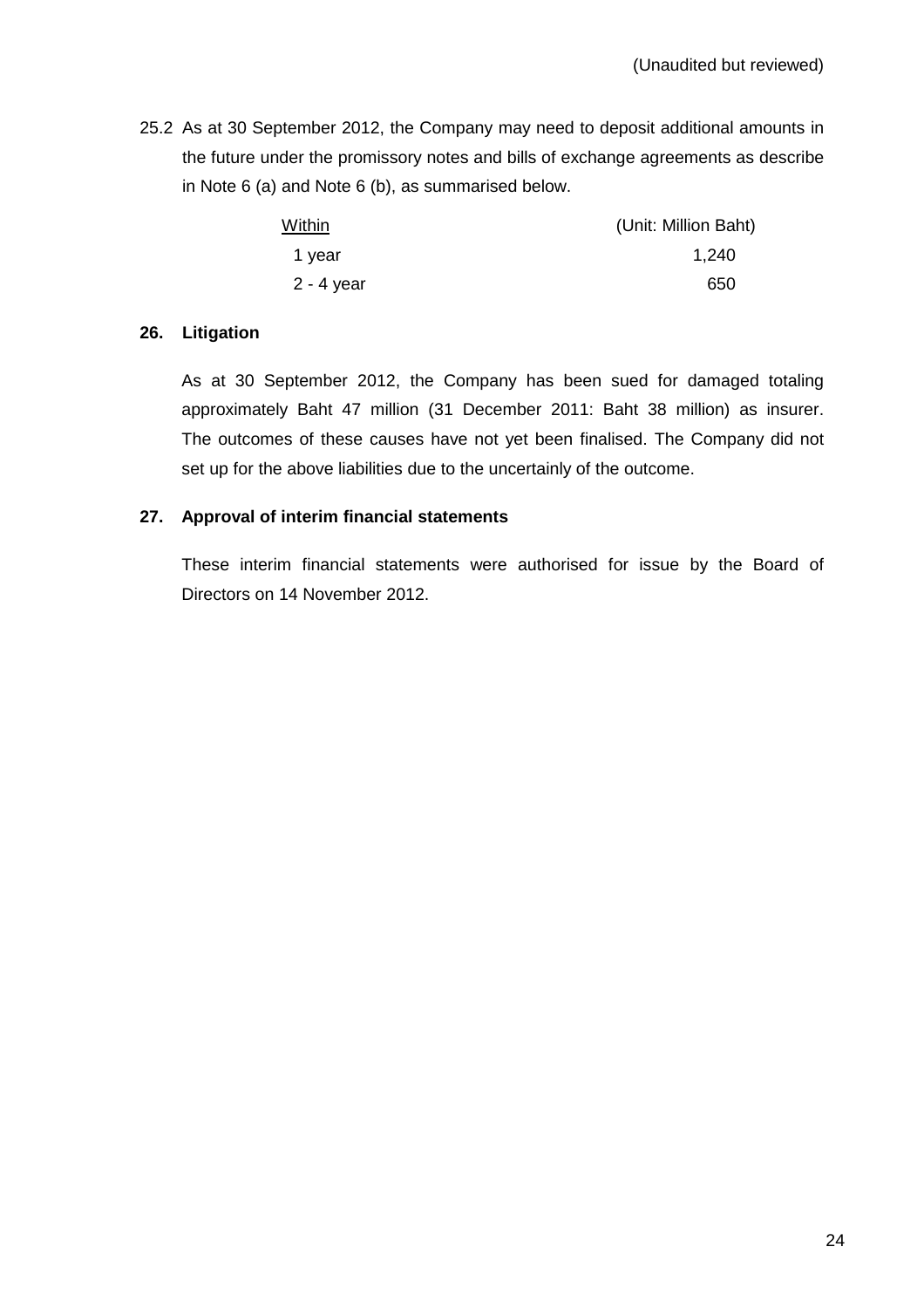(Unaudited but reviewed)

25.2 As at 30 September 2012, the Company may need to deposit additional amounts in the future under the promissory notes and bills of exchange agreements as describe in Note 6 (a) and Note 6 (b), as summarised below.

| Within | (Unit: Million Baht) |
|---|---|
| 1 year | 1,240 |
| 2 - 4 year | 650 |

## 26. Litigation

As at 30 September 2012, the Company has been sued for damaged totaling approximately Baht 47 million (31 December 2011: Baht 38 million) as insurer. The outcomes of these causes have not yet been finalised. The Company did not set up for the above liabilities due to the uncertainly of the outcome.

## 27. Approval of interim financial statements

These interim financial statements were authorised for issue by the Board of Directors on 14 November 2012.